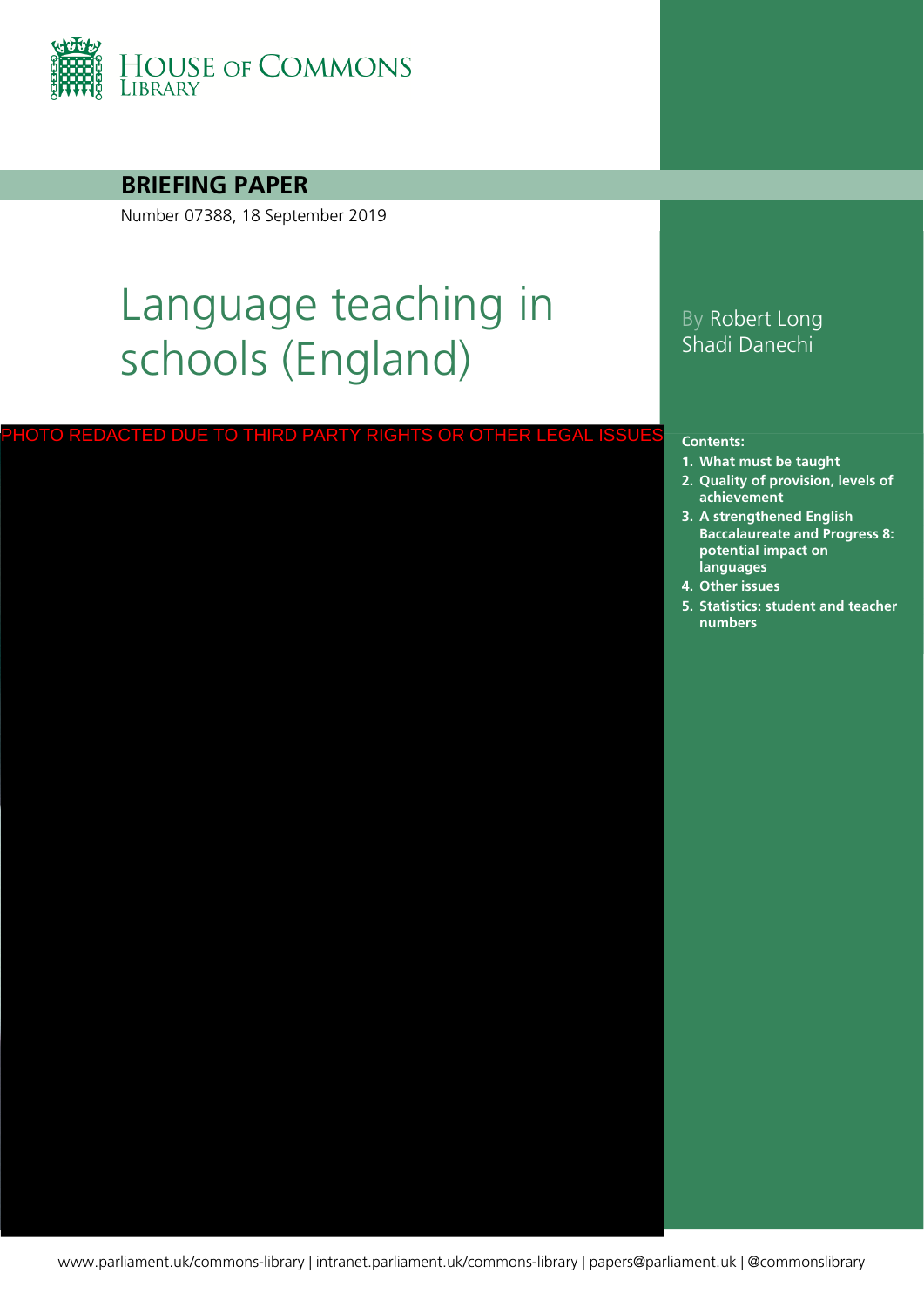HOUSE OF COMMONS LIBRARY

**BRIEFING PAPER**

Number 07388, 18 September 2019

# Language teaching in schools (England)

By Robert Long
Shadi Danechi

PHOTO REDACTED DUE TO THIRD PARTY RIGHTS OR OTHER LEGAL ISSUES

**Contents:**

1. **What must be taught**
2. **Quality of provision, levels of achievement**
3. **A strengthened English Baccalaureate and Progress 8: potential impact on languages**
4. **Other issues**
5. **Statistics: student and teacher numbers**

www.parliament.uk/commons-library | intranet.parliament.uk/commons-library | papers@parliament.uk | @commonslibrary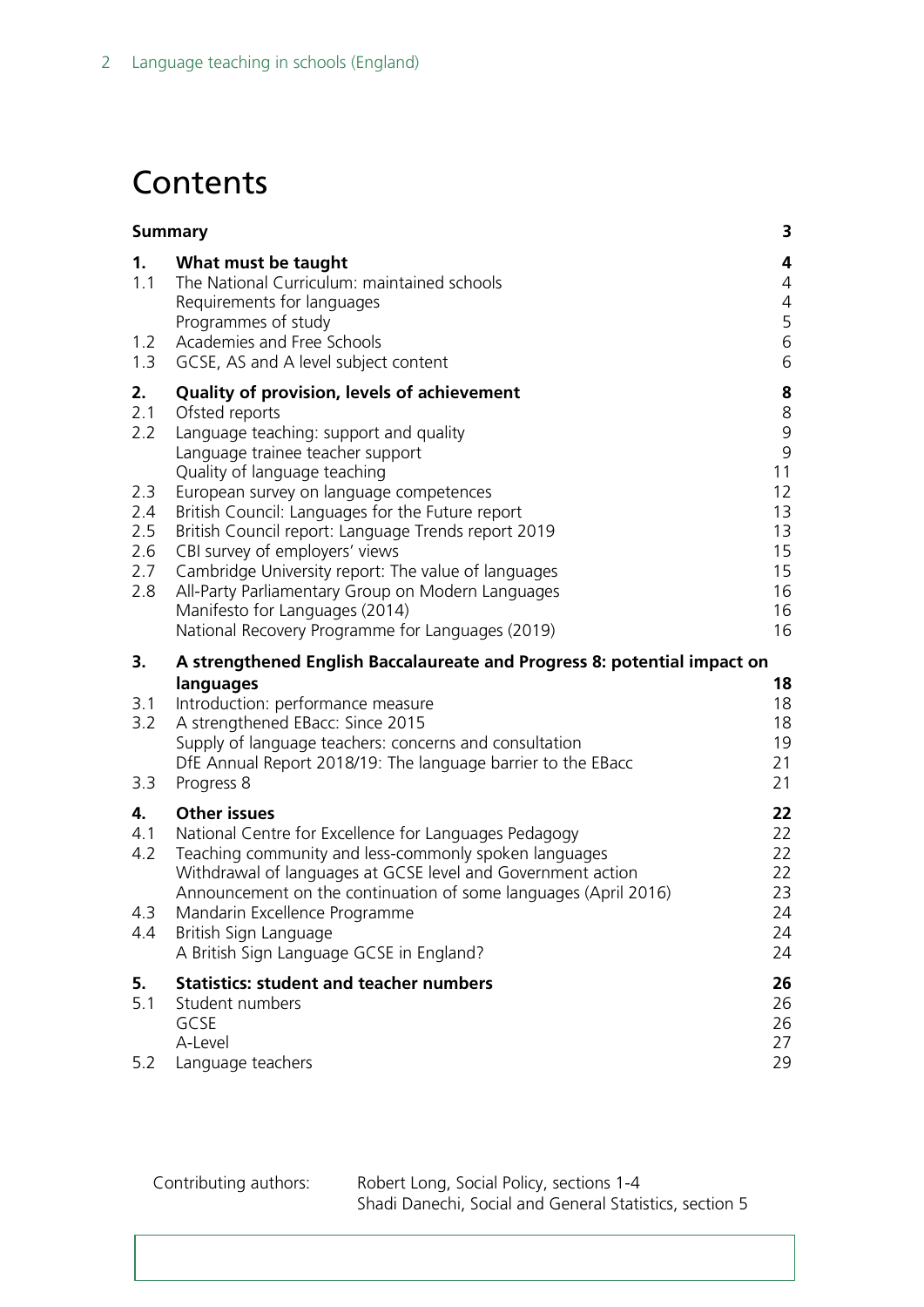# Contents

| | | |
|---|---|---|
| **Summary** | | **3** |
| **1.** | **What must be taught** | **4** |
| 1.1 | The National Curriculum: maintained schools | 4 |
| | Requirements for languages | 4 |
| | Programmes of study | 5 |
| 1.2 | Academies and Free Schools | 6 |
| 1.3 | GCSE, AS and A level subject content | 6 |
| **2.** | **Quality of provision, levels of achievement** | **8** |
| 2.1 | Ofsted reports | 8 |
| 2.2 | Language teaching: support and quality | 9 |
| | Language trainee teacher support | 9 |
| | Quality of language teaching | 11 |
| 2.3 | European survey on language competences | 12 |
| 2.4 | British Council: Languages for the Future report | 13 |
| 2.5 | British Council report: Language Trends report 2019 | 13 |
| 2.6 | CBI survey of employers' views | 15 |
| 2.7 | Cambridge University report: The value of languages | 15 |
| 2.8 | All-Party Parliamentary Group on Modern Languages | 16 |
| | Manifesto for Languages (2014) | 16 |
| | National Recovery Programme for Languages (2019) | 16 |
| **3.** | **A strengthened English Baccalaureate and Progress 8: potential impact on languages** | **18** |
| 3.1 | Introduction: performance measure | 18 |
| 3.2 | A strengthened EBacc: Since 2015 | 18 |
| | Supply of language teachers: concerns and consultation | 19 |
| | DfE Annual Report 2018/19: The language barrier to the EBacc | 21 |
| 3.3 | Progress 8 | 21 |
| **4.** | **Other issues** | **22** |
| 4.1 | National Centre for Excellence for Languages Pedagogy | 22 |
| 4.2 | Teaching community and less-commonly spoken languages | 22 |
| | Withdrawal of languages at GCSE level and Government action | 22 |
| | Announcement on the continuation of some languages (April 2016) | 23 |
| 4.3 | Mandarin Excellence Programme | 24 |
| 4.4 | British Sign Language | 24 |
| | A British Sign Language GCSE in England? | 24 |
| **5.** | **Statistics: student and teacher numbers** | **26** |
| 5.1 | Student numbers | 26 |
| | GCSE | 26 |
| | A-Level | 27 |
| 5.2 | Language teachers | 29 |

Contributing authors: Robert Long, Social Policy, sections 1-4
Shadi Danechi, Social and General Statistics, section 5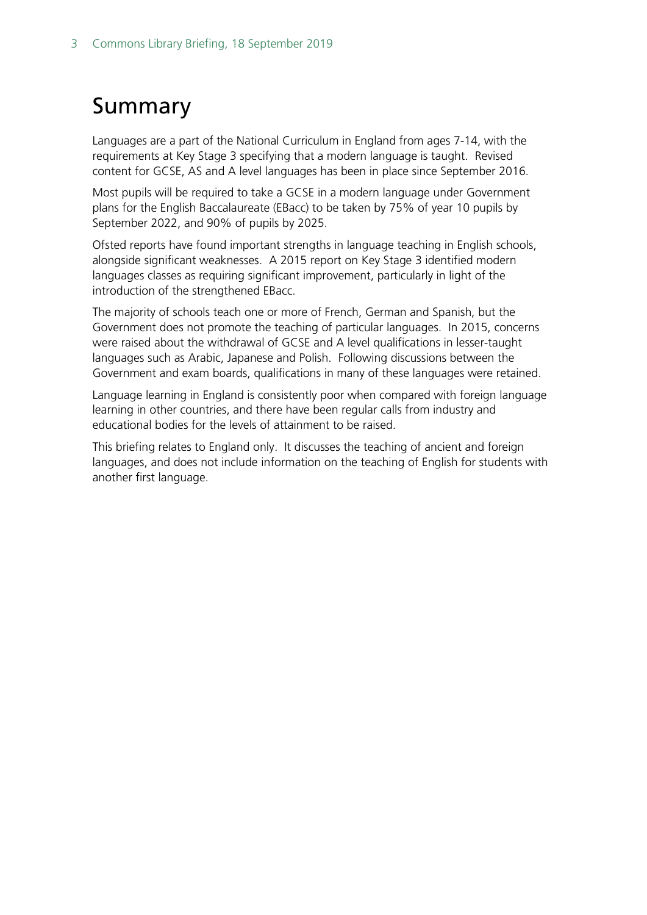# Summary

Languages are a part of the National Curriculum in England from ages 7-14, with the requirements at Key Stage 3 specifying that a modern language is taught. Revised content for GCSE, AS and A level languages has been in place since September 2016.

Most pupils will be required to take a GCSE in a modern language under Government plans for the English Baccalaureate (EBacc) to be taken by 75% of year 10 pupils by September 2022, and 90% of pupils by 2025.

Ofsted reports have found important strengths in language teaching in English schools, alongside significant weaknesses. A 2015 report on Key Stage 3 identified modern languages classes as requiring significant improvement, particularly in light of the introduction of the strengthened EBacc.

The majority of schools teach one or more of French, German and Spanish, but the Government does not promote the teaching of particular languages. In 2015, concerns were raised about the withdrawal of GCSE and A level qualifications in lesser-taught languages such as Arabic, Japanese and Polish. Following discussions between the Government and exam boards, qualifications in many of these languages were retained.

Language learning in England is consistently poor when compared with foreign language learning in other countries, and there have been regular calls from industry and educational bodies for the levels of attainment to be raised.

This briefing relates to England only. It discusses the teaching of ancient and foreign languages, and does not include information on the teaching of English for students with another first language.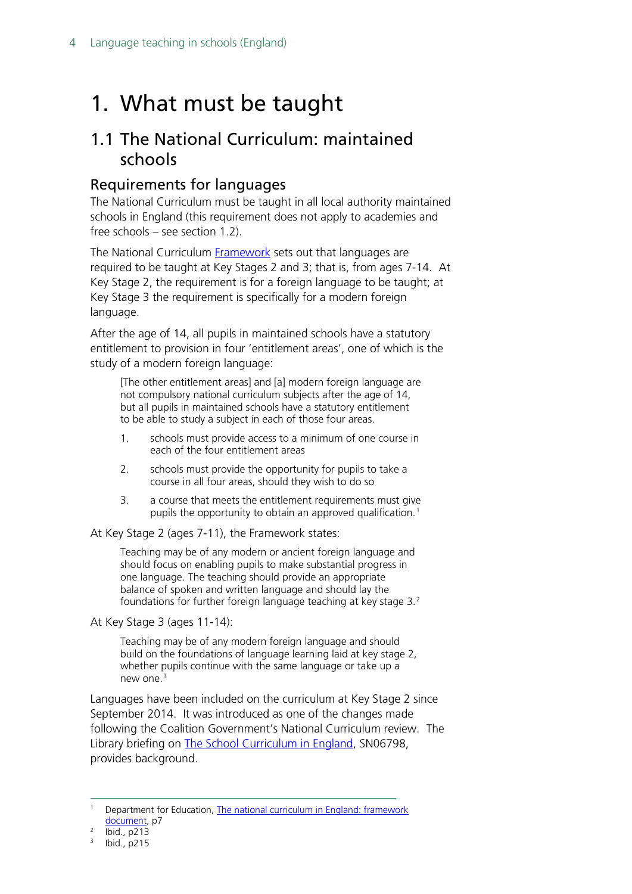# 1. What must be taught

## 1.1 The National Curriculum: maintained schools

### Requirements for languages

The National Curriculum must be taught in all local authority maintained schools in England (this requirement does not apply to academies and free schools – see section 1.2).

The National Curriculum Framework sets out that languages are required to be taught at Key Stages 2 and 3; that is, from ages 7-14. At Key Stage 2, the requirement is for a foreign language to be taught; at Key Stage 3 the requirement is specifically for a modern foreign language.

After the age of 14, all pupils in maintained schools have a statutory entitlement to provision in four 'entitlement areas', one of which is the study of a modern foreign language:

> [The other entitlement areas] and [a] modern foreign language are not compulsory national curriculum subjects after the age of 14, but all pupils in maintained schools have a statutory entitlement to be able to study a subject in each of those four areas.
>
> 1. schools must provide access to a minimum of one course in each of the four entitlement areas
> 2. schools must provide the opportunity for pupils to take a course in all four areas, should they wish to do so
> 3. a course that meets the entitlement requirements must give pupils the opportunity to obtain an approved qualification.[1]

At Key Stage 2 (ages 7-11), the Framework states:

> Teaching may be of any modern or ancient foreign language and should focus on enabling pupils to make substantial progress in one language. The teaching should provide an appropriate balance of spoken and written language and should lay the foundations for further foreign language teaching at key stage 3.[2]

At Key Stage 3 (ages 11-14):

> Teaching may be of any modern foreign language and should build on the foundations of language learning laid at key stage 2, whether pupils continue with the same language or take up a new one.[3]

Languages have been included on the curriculum at Key Stage 2 since September 2014. It was introduced as one of the changes made following the Coalition Government's National Curriculum review. The Library briefing on The School Curriculum in England, SN06798, provides background.

---

1 Department for Education, The national curriculum in England: framework document, p7
2 Ibid., p213
3 Ibid., p215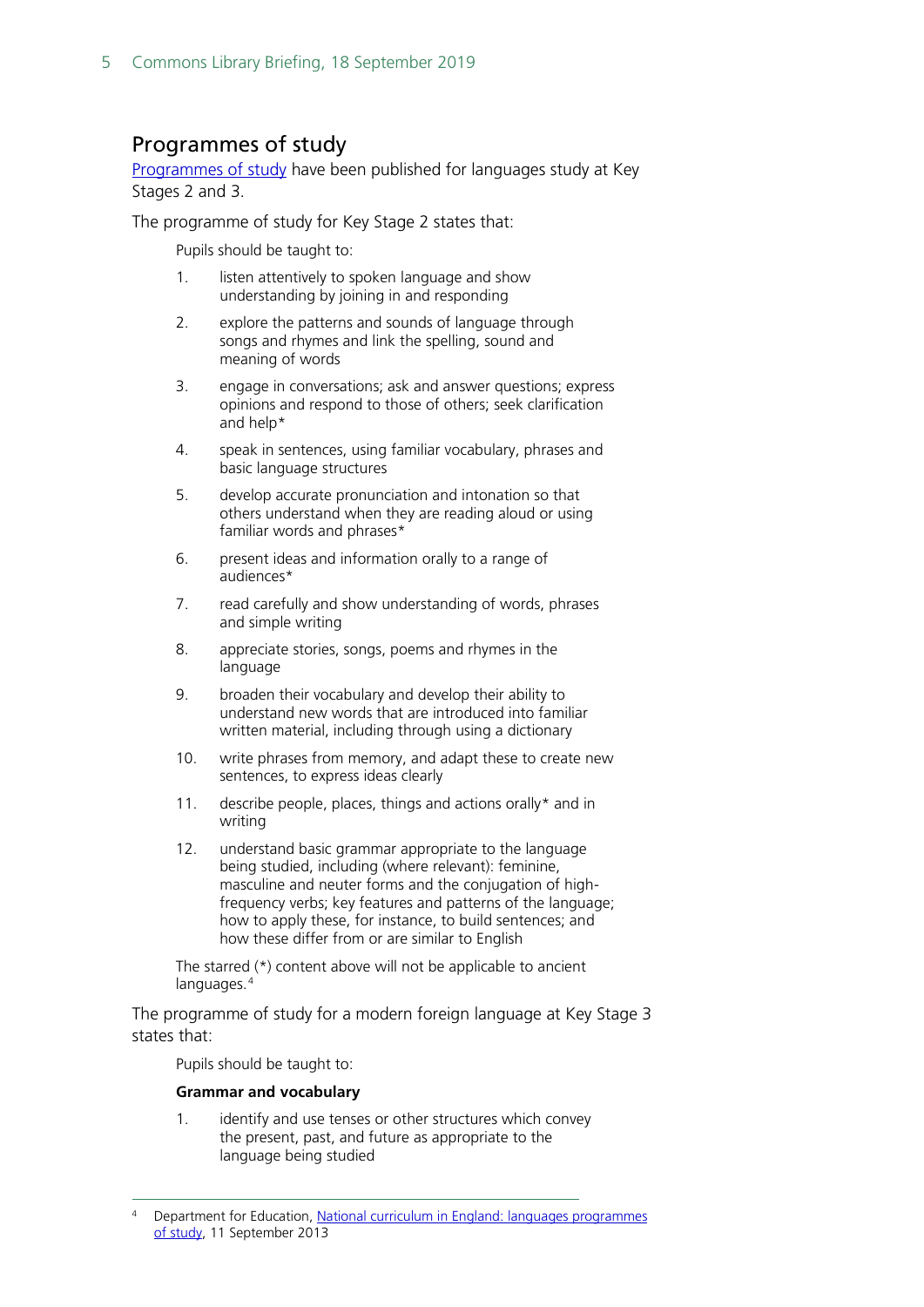## Programmes of study

Programmes of study have been published for languages study at Key Stages 2 and 3.

The programme of study for Key Stage 2 states that:

> Pupils should be taught to:
>
> 1. listen attentively to spoken language and show understanding by joining in and responding
> 2. explore the patterns and sounds of language through songs and rhymes and link the spelling, sound and meaning of words
> 3. engage in conversations; ask and answer questions; express opinions and respond to those of others; seek clarification and help*
> 4. speak in sentences, using familiar vocabulary, phrases and basic language structures
> 5. develop accurate pronunciation and intonation so that others understand when they are reading aloud or using familiar words and phrases*
> 6. present ideas and information orally to a range of audiences*
> 7. read carefully and show understanding of words, phrases and simple writing
> 8. appreciate stories, songs, poems and rhymes in the language
> 9. broaden their vocabulary and develop their ability to understand new words that are introduced into familiar written material, including through using a dictionary
> 10. write phrases from memory, and adapt these to create new sentences, to express ideas clearly
> 11. describe people, places, things and actions orally* and in writing
> 12. understand basic grammar appropriate to the language being studied, including (where relevant): feminine, masculine and neuter forms and the conjugation of high-frequency verbs; key features and patterns of the language; how to apply these, for instance, to build sentences; and how these differ from or are similar to English
>
> The starred (*) content above will not be applicable to ancient languages.[4]

The programme of study for a modern foreign language at Key Stage 3 states that:

> Pupils should be taught to:
>
> **Grammar and vocabulary**
>
> 1. identify and use tenses or other structures which convey the present, past, and future as appropriate to the language being studied

[4] Department for Education, National curriculum in England: languages programmes of study, 11 September 2013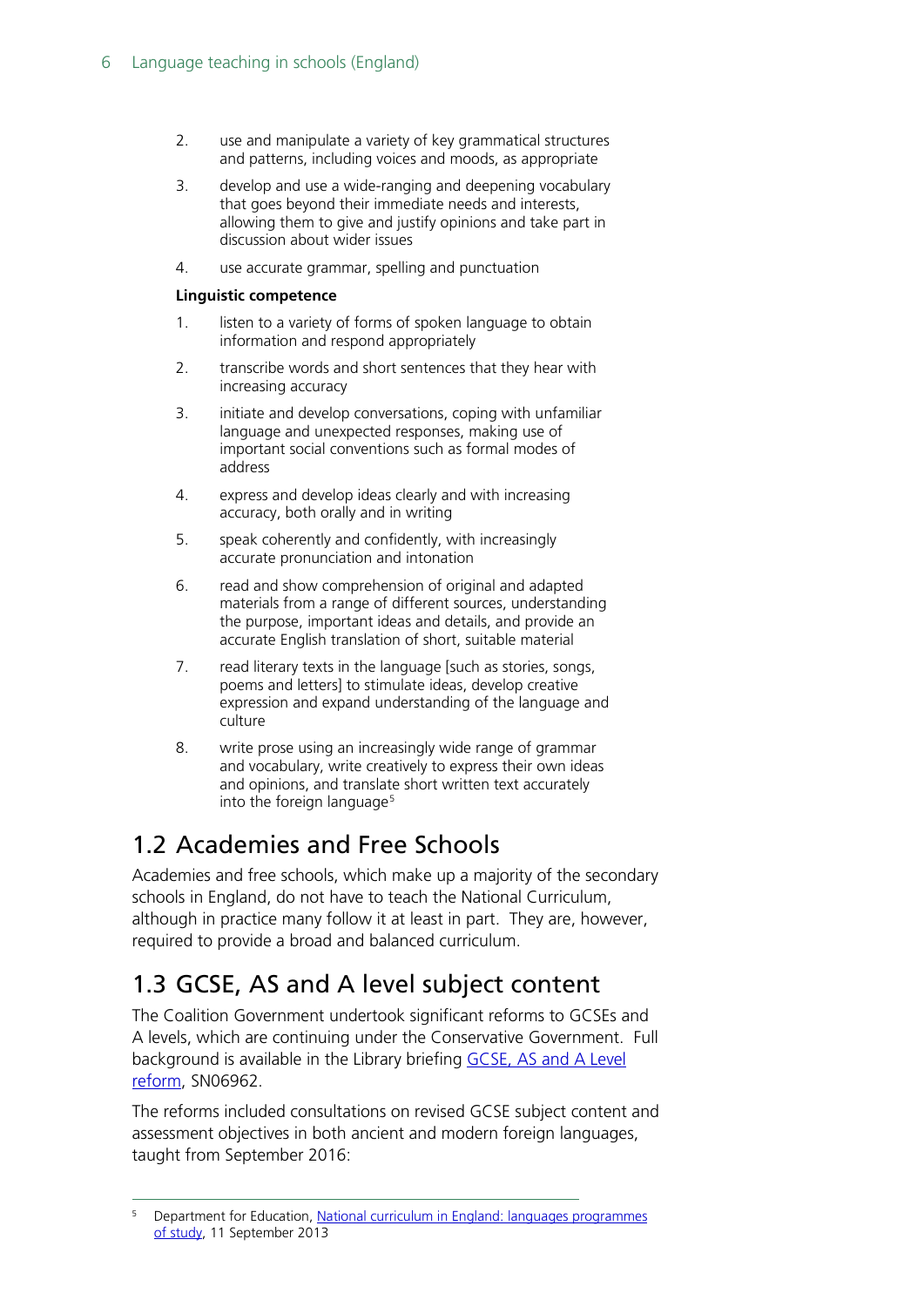2. use and manipulate a variety of key grammatical structures and patterns, including voices and moods, as appropriate
3. develop and use a wide-ranging and deepening vocabulary that goes beyond their immediate needs and interests, allowing them to give and justify opinions and take part in discussion about wider issues
4. use accurate grammar, spelling and punctuation

**Linguistic competence**

1. listen to a variety of forms of spoken language to obtain information and respond appropriately
2. transcribe words and short sentences that they hear with increasing accuracy
3. initiate and develop conversations, coping with unfamiliar language and unexpected responses, making use of important social conventions such as formal modes of address
4. express and develop ideas clearly and with increasing accuracy, both orally and in writing
5. speak coherently and confidently, with increasingly accurate pronunciation and intonation
6. read and show comprehension of original and adapted materials from a range of different sources, understanding the purpose, important ideas and details, and provide an accurate English translation of short, suitable material
7. read literary texts in the language [such as stories, songs, poems and letters] to stimulate ideas, develop creative expression and expand understanding of the language and culture
8. write prose using an increasingly wide range of grammar and vocabulary, write creatively to express their own ideas and opinions, and translate short written text accurately into the foreign language[5]

## 1.2 Academies and Free Schools

Academies and free schools, which make up a majority of the secondary schools in England, do not have to teach the National Curriculum, although in practice many follow it at least in part. They are, however, required to provide a broad and balanced curriculum.

## 1.3 GCSE, AS and A level subject content

The Coalition Government undertook significant reforms to GCSEs and A levels, which are continuing under the Conservative Government. Full background is available in the Library briefing GCSE, AS and A Level reform, SN06962.

The reforms included consultations on revised GCSE subject content and assessment objectives in both ancient and modern foreign languages, taught from September 2016:

[5] Department for Education, National curriculum in England: languages programmes of study, 11 September 2013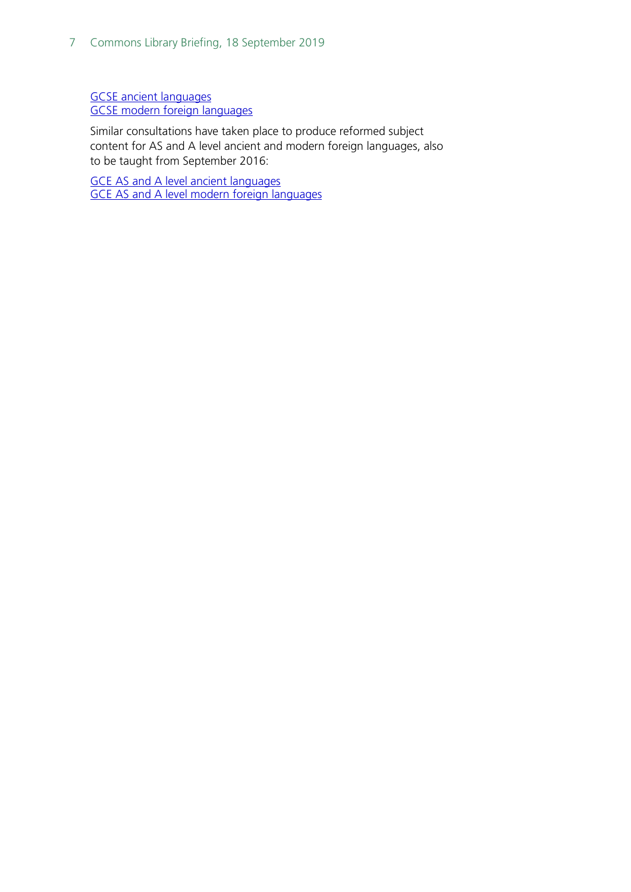GCSE ancient languages
GCSE modern foreign languages

Similar consultations have taken place to produce reformed subject content for AS and A level ancient and modern foreign languages, also to be taught from September 2016:

GCE AS and A level ancient languages
GCE AS and A level modern foreign languages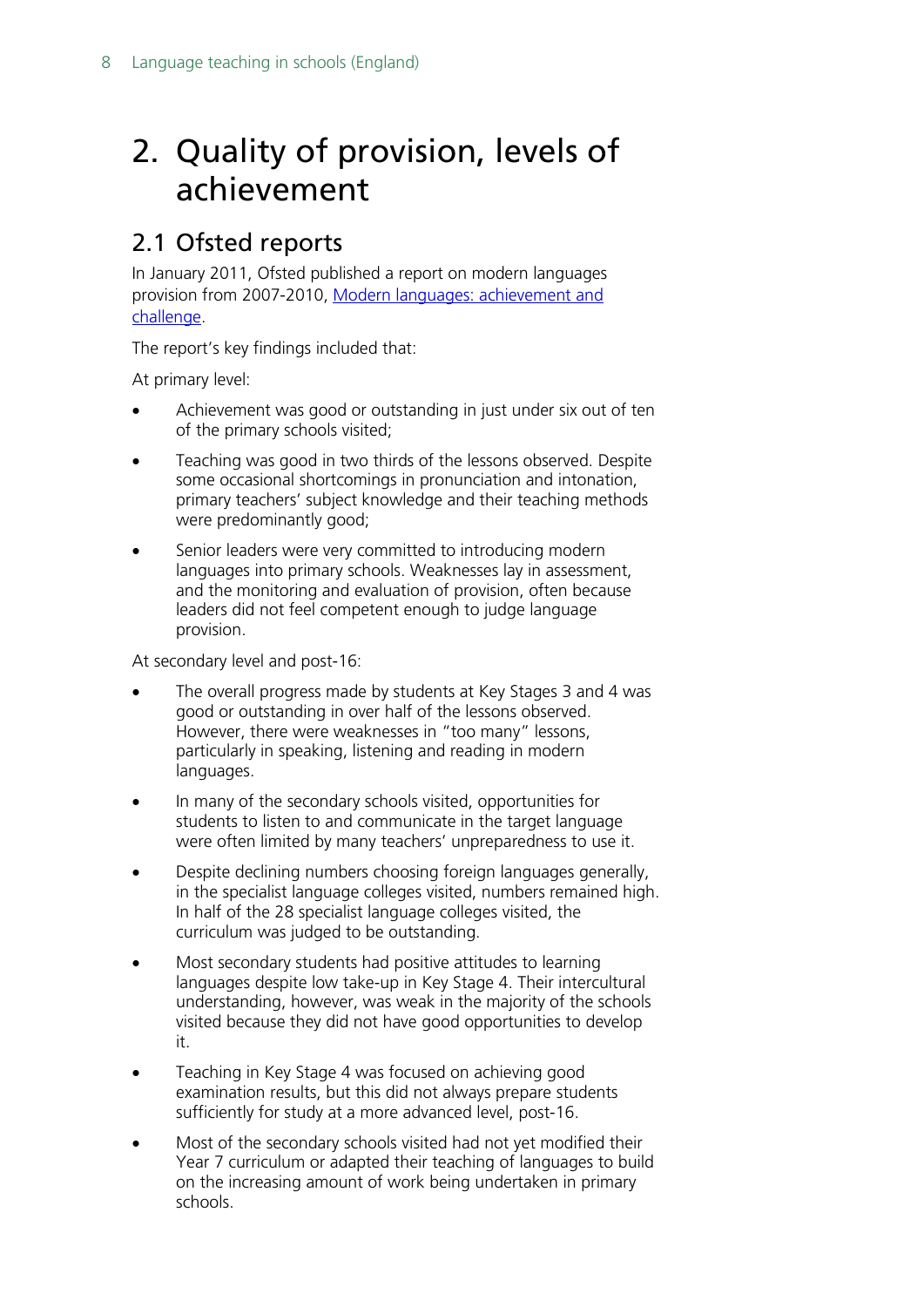# 2. Quality of provision, levels of achievement

## 2.1 Ofsted reports

In January 2011, Ofsted published a report on modern languages provision from 2007-2010, [Modern languages: achievement and challenge](#).

The report's key findings included that:

At primary level:

- Achievement was good or outstanding in just under six out of ten of the primary schools visited;
- Teaching was good in two thirds of the lessons observed. Despite some occasional shortcomings in pronunciation and intonation, primary teachers' subject knowledge and their teaching methods were predominantly good;
- Senior leaders were very committed to introducing modern languages into primary schools. Weaknesses lay in assessment, and the monitoring and evaluation of provision, often because leaders did not feel competent enough to judge language provision.

At secondary level and post-16:

- The overall progress made by students at Key Stages 3 and 4 was good or outstanding in over half of the lessons observed. However, there were weaknesses in "too many" lessons, particularly in speaking, listening and reading in modern languages.
- In many of the secondary schools visited, opportunities for students to listen to and communicate in the target language were often limited by many teachers' unpreparedness to use it.
- Despite declining numbers choosing foreign languages generally, in the specialist language colleges visited, numbers remained high. In half of the 28 specialist language colleges visited, the curriculum was judged to be outstanding.
- Most secondary students had positive attitudes to learning languages despite low take-up in Key Stage 4. Their intercultural understanding, however, was weak in the majority of the schools visited because they did not have good opportunities to develop it.
- Teaching in Key Stage 4 was focused on achieving good examination results, but this did not always prepare students sufficiently for study at a more advanced level, post-16.
- Most of the secondary schools visited had not yet modified their Year 7 curriculum or adapted their teaching of languages to build on the increasing amount of work being undertaken in primary schools.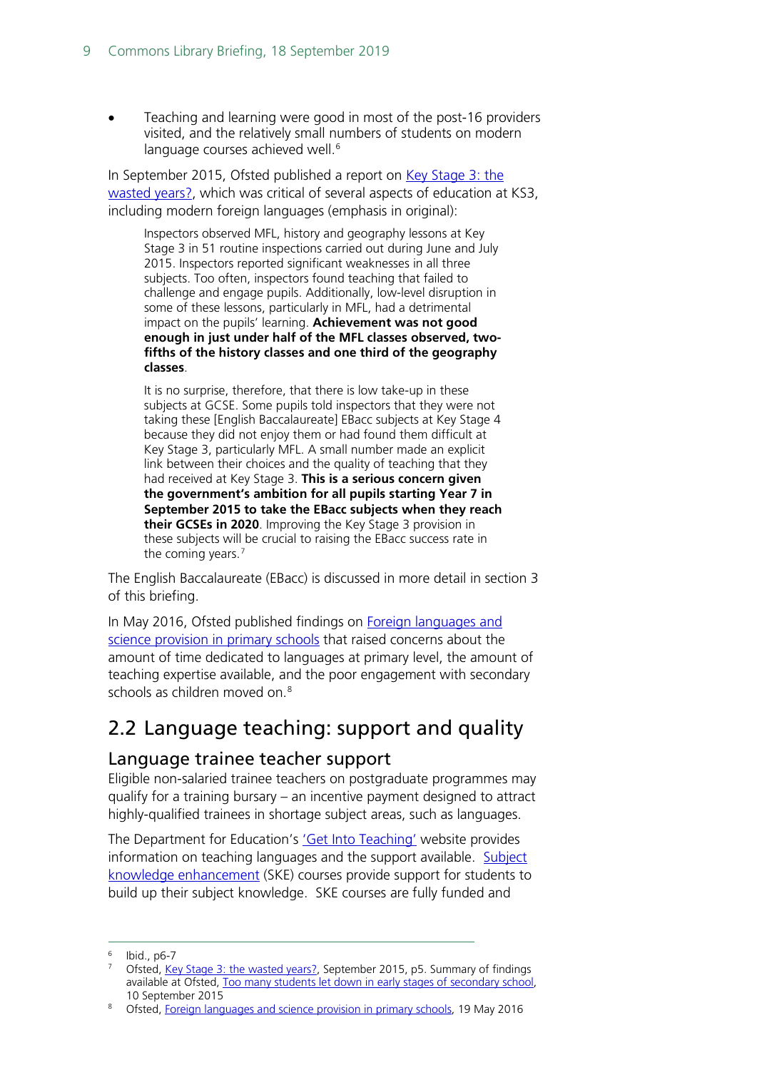- Teaching and learning were good in most of the post-16 providers visited, and the relatively small numbers of students on modern language courses achieved well.[6]

In September 2015, Ofsted published a report on Key Stage 3: the wasted years?, which was critical of several aspects of education at KS3, including modern foreign languages (emphasis in original):

> Inspectors observed MFL, history and geography lessons at Key Stage 3 in 51 routine inspections carried out during June and July 2015. Inspectors reported significant weaknesses in all three subjects. Too often, inspectors found teaching that failed to challenge and engage pupils. Additionally, low-level disruption in some of these lessons, particularly in MFL, had a detrimental impact on the pupils' learning. **Achievement was not good enough in just under half of the MFL classes observed, two-fifths of the history classes and one third of the geography classes**.
>
> It is no surprise, therefore, that there is low take-up in these subjects at GCSE. Some pupils told inspectors that they were not taking these [English Baccalaureate] EBacc subjects at Key Stage 4 because they did not enjoy them or had found them difficult at Key Stage 3, particularly MFL. A small number made an explicit link between their choices and the quality of teaching that they had received at Key Stage 3. **This is a serious concern given the government's ambition for all pupils starting Year 7 in September 2015 to take the EBacc subjects when they reach their GCSEs in 2020**. Improving the Key Stage 3 provision in these subjects will be crucial to raising the EBacc success rate in the coming years.[7]

The English Baccalaureate (EBacc) is discussed in more detail in section 3 of this briefing.

In May 2016, Ofsted published findings on Foreign languages and science provision in primary schools that raised concerns about the amount of time dedicated to languages at primary level, the amount of teaching expertise available, and the poor engagement with secondary schools as children moved on.[8]

## 2.2 Language teaching: support and quality

### Language trainee teacher support

Eligible non-salaried trainee teachers on postgraduate programmes may qualify for a training bursary – an incentive payment designed to attract highly-qualified trainees in shortage subject areas, such as languages.

The Department for Education's 'Get Into Teaching' website provides information on teaching languages and the support available. Subject knowledge enhancement (SKE) courses provide support for students to build up their subject knowledge. SKE courses are fully funded and

---

[6] Ibid., p6-7

[7] Ofsted, Key Stage 3: the wasted years?, September 2015, p5. Summary of findings available at Ofsted, Too many students let down in early stages of secondary school, 10 September 2015

[8] Ofsted, Foreign languages and science provision in primary schools, 19 May 2016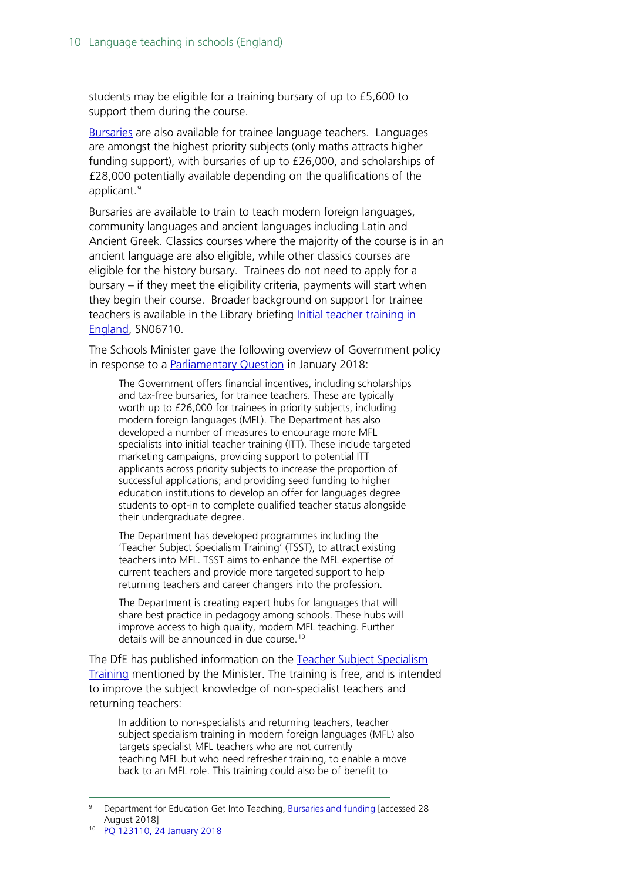students may be eligible for a training bursary of up to £5,600 to support them during the course.

Bursaries are also available for trainee language teachers. Languages are amongst the highest priority subjects (only maths attracts higher funding support), with bursaries of up to £26,000, and scholarships of £28,000 potentially available depending on the qualifications of the applicant.[9]

Bursaries are available to train to teach modern foreign languages, community languages and ancient languages including Latin and Ancient Greek. Classics courses where the majority of the course is in an ancient language are also eligible, while other classics courses are eligible for the history bursary. Trainees do not need to apply for a bursary – if they meet the eligibility criteria, payments will start when they begin their course. Broader background on support for trainee teachers is available in the Library briefing Initial teacher training in England, SN06710.

The Schools Minister gave the following overview of Government policy in response to a Parliamentary Question in January 2018:

> The Government offers financial incentives, including scholarships and tax-free bursaries, for trainee teachers. These are typically worth up to £26,000 for trainees in priority subjects, including modern foreign languages (MFL). The Department has also developed a number of measures to encourage more MFL specialists into initial teacher training (ITT). These include targeted marketing campaigns, providing support to potential ITT applicants across priority subjects to increase the proportion of successful applications; and providing seed funding to higher education institutions to develop an offer for languages degree students to opt-in to complete qualified teacher status alongside their undergraduate degree.
>
> The Department has developed programmes including the 'Teacher Subject Specialism Training' (TSST), to attract existing teachers into MFL. TSST aims to enhance the MFL expertise of current teachers and provide more targeted support to help returning teachers and career changers into the profession.
>
> The Department is creating expert hubs for languages that will share best practice in pedagogy among schools. These hubs will improve access to high quality, modern MFL teaching. Further details will be announced in due course.[10]

The DfE has published information on the Teacher Subject Specialism Training mentioned by the Minister. The training is free, and is intended to improve the subject knowledge of non-specialist teachers and returning teachers:

> In addition to non-specialists and returning teachers, teacher subject specialism training in modern foreign languages (MFL) also targets specialist MFL teachers who are not currently teaching MFL but who need refresher training, to enable a move back to an MFL role. This training could also be of benefit to

---

[9] Department for Education Get Into Teaching, Bursaries and funding [accessed 28 August 2018]

[10] PQ 123110, 24 January 2018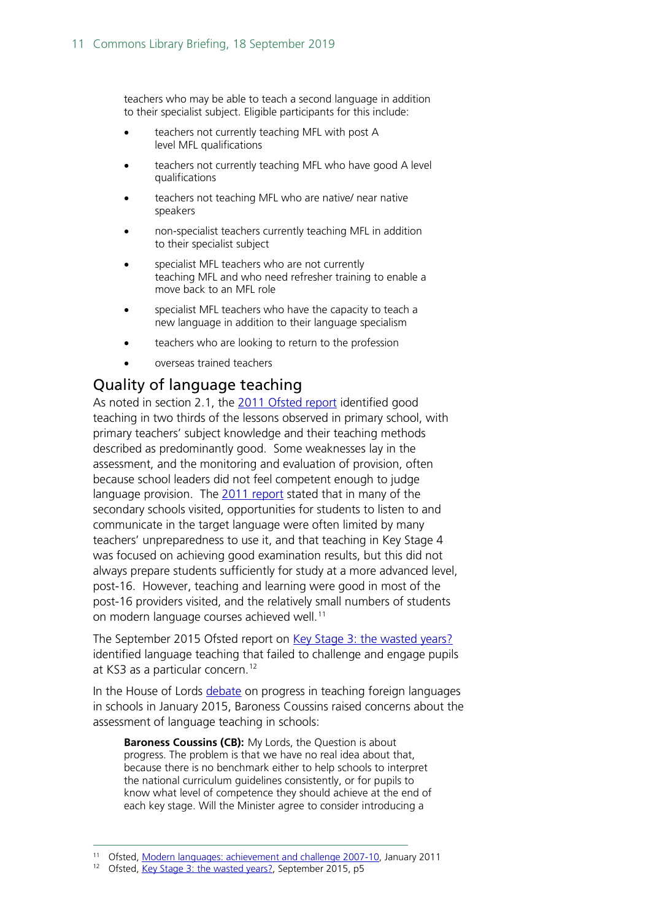teachers who may be able to teach a second language in addition to their specialist subject. Eligible participants for this include:

- teachers not currently teaching MFL with post A level MFL qualifications
- teachers not currently teaching MFL who have good A level qualifications
- teachers not teaching MFL who are native/ near native speakers
- non-specialist teachers currently teaching MFL in addition to their specialist subject
- specialist MFL teachers who are not currently teaching MFL and who need refresher training to enable a move back to an MFL role
- specialist MFL teachers who have the capacity to teach a new language in addition to their language specialism
- teachers who are looking to return to the profession
- overseas trained teachers

## Quality of language teaching

As noted in section 2.1, the 2011 Ofsted report identified good teaching in two thirds of the lessons observed in primary school, with primary teachers' subject knowledge and their teaching methods described as predominantly good. Some weaknesses lay in the assessment, and the monitoring and evaluation of provision, often because school leaders did not feel competent enough to judge language provision. The 2011 report stated that in many of the secondary schools visited, opportunities for students to listen to and communicate in the target language were often limited by many teachers' unpreparedness to use it, and that teaching in Key Stage 4 was focused on achieving good examination results, but this did not always prepare students sufficiently for study at a more advanced level, post-16. However, teaching and learning were good in most of the post-16 providers visited, and the relatively small numbers of students on modern language courses achieved well.[11]

The September 2015 Ofsted report on Key Stage 3: the wasted years? identified language teaching that failed to challenge and engage pupils at KS3 as a particular concern.[12]

In the House of Lords debate on progress in teaching foreign languages in schools in January 2015, Baroness Coussins raised concerns about the assessment of language teaching in schools:

> **Baroness Coussins (CB):** My Lords, the Question is about progress. The problem is that we have no real idea about that, because there is no benchmark either to help schools to interpret the national curriculum guidelines consistently, or for pupils to know what level of competence they should achieve at the end of each key stage. Will the Minister agree to consider introducing a

[11] Ofsted, Modern languages: achievement and challenge 2007-10, January 2011

[12] Ofsted, Key Stage 3: the wasted years?, September 2015, p5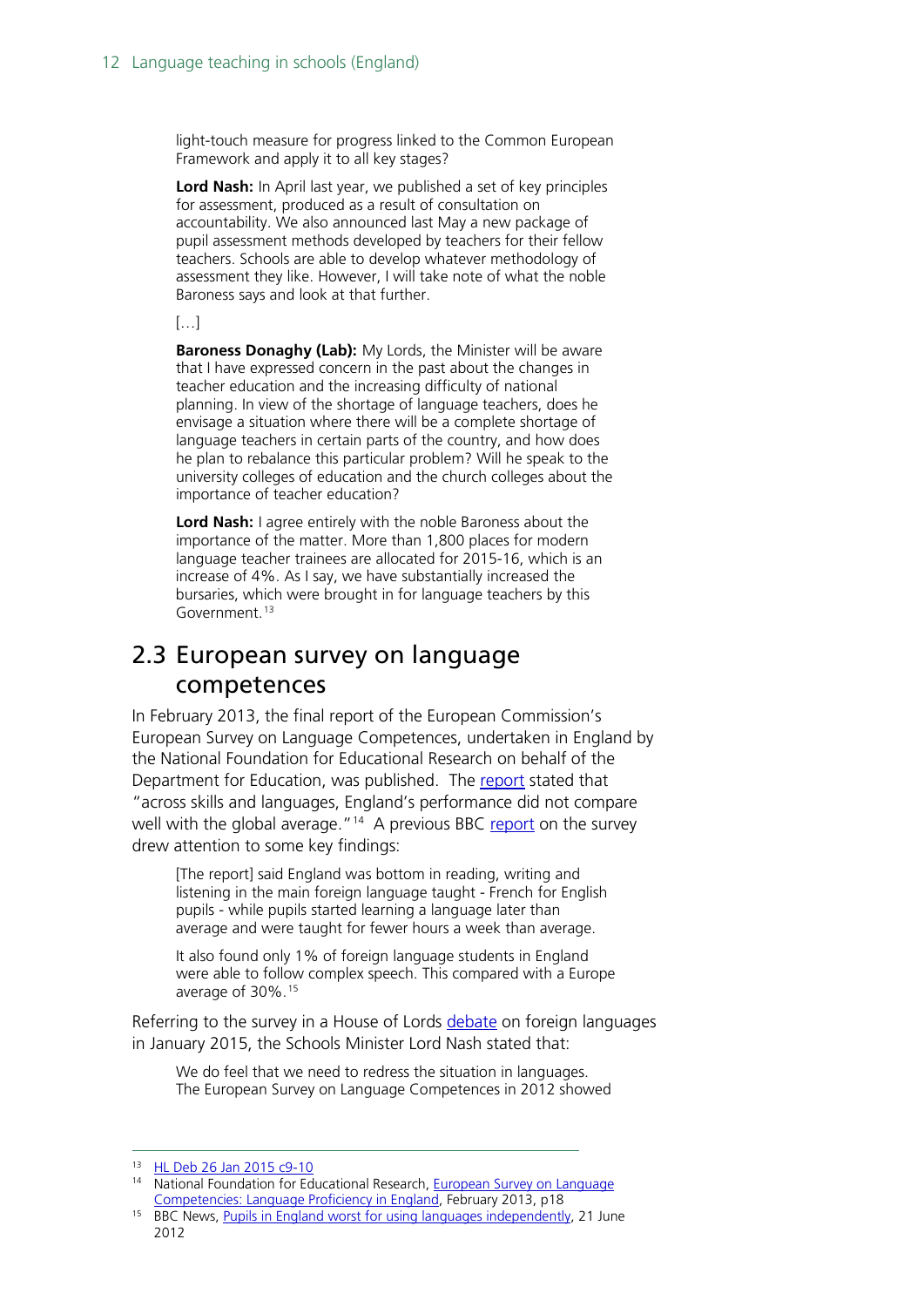> light-touch measure for progress linked to the Common European Framework and apply it to all key stages?
>
> **Lord Nash:** In April last year, we published a set of key principles for assessment, produced as a result of consultation on accountability. We also announced last May a new package of pupil assessment methods developed by teachers for their fellow teachers. Schools are able to develop whatever methodology of assessment they like. However, I will take note of what the noble Baroness says and look at that further.
>
> […]
>
> **Baroness Donaghy (Lab):** My Lords, the Minister will be aware that I have expressed concern in the past about the changes in teacher education and the increasing difficulty of national planning. In view of the shortage of language teachers, does he envisage a situation where there will be a complete shortage of language teachers in certain parts of the country, and how does he plan to rebalance this particular problem? Will he speak to the university colleges of education and the church colleges about the importance of teacher education?
>
> **Lord Nash:** I agree entirely with the noble Baroness about the importance of the matter. More than 1,800 places for modern language teacher trainees are allocated for 2015-16, which is an increase of 4%. As I say, we have substantially increased the bursaries, which were brought in for language teachers by this Government.[13]

## 2.3 European survey on language competences

In February 2013, the final report of the European Commission's European Survey on Language Competences, undertaken in England by the National Foundation for Educational Research on behalf of the Department for Education, was published. The report stated that "across skills and languages, England's performance did not compare well with the global average."[14] A previous BBC report on the survey drew attention to some key findings:

> [The report] said England was bottom in reading, writing and listening in the main foreign language taught - French for English pupils - while pupils started learning a language later than average and were taught for fewer hours a week than average.
>
> It also found only 1% of foreign language students in England were able to follow complex speech. This compared with a Europe average of 30%.[15]

Referring to the survey in a House of Lords debate on foreign languages in January 2015, the Schools Minister Lord Nash stated that:

> We do feel that we need to redress the situation in languages. The European Survey on Language Competences in 2012 showed

---

[13] HL Deb 26 Jan 2015 c9-10

[14] National Foundation for Educational Research, European Survey on Language Competencies: Language Proficiency in England, February 2013, p18

[15] BBC News, Pupils in England worst for using languages independently, 21 June 2012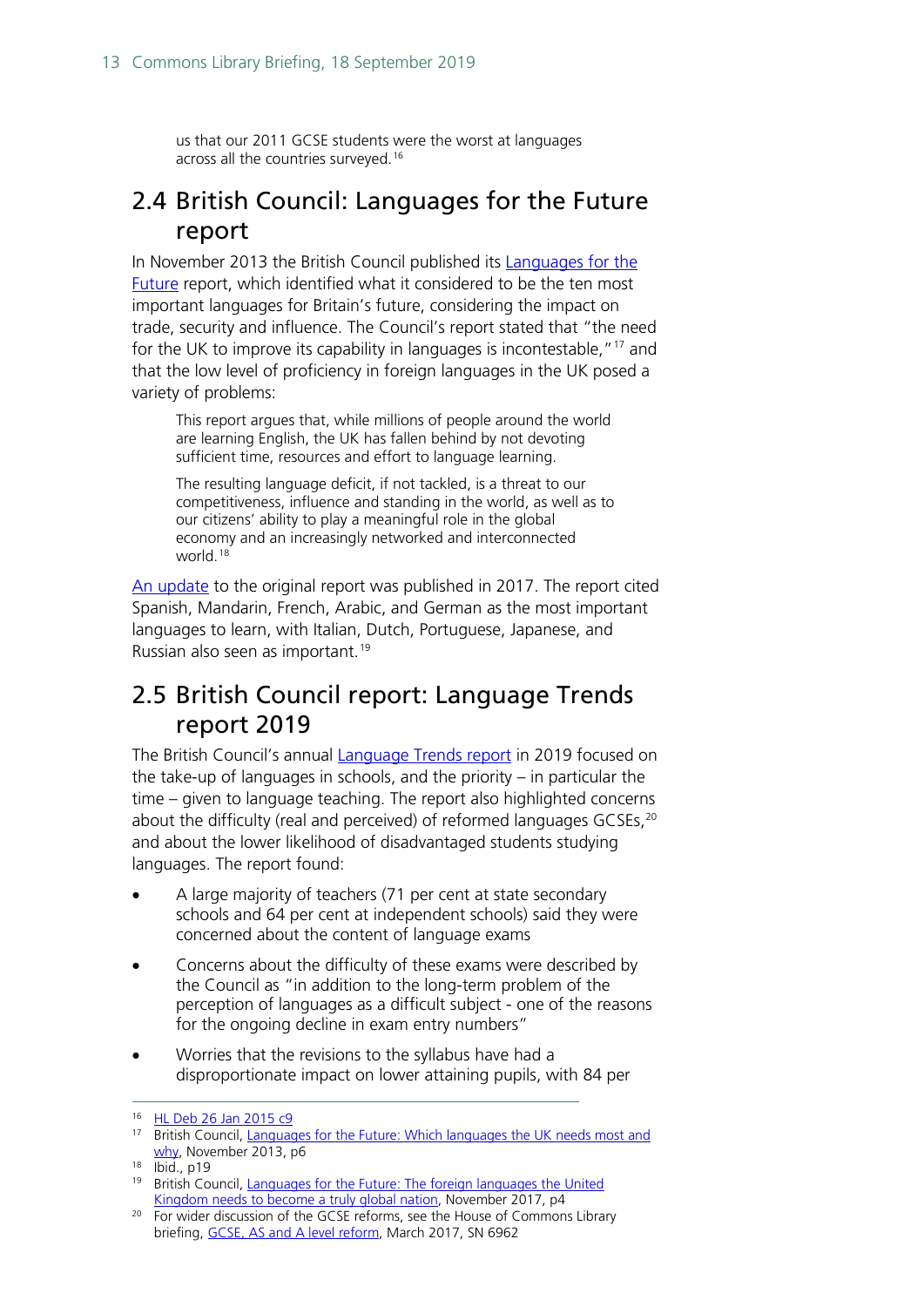> us that our 2011 GCSE students were the worst at languages across all the countries surveyed.[16]

## 2.4 British Council: Languages for the Future report

In November 2013 the British Council published its Languages for the Future report, which identified what it considered to be the ten most important languages for Britain's future, considering the impact on trade, security and influence. The Council's report stated that "the need for the UK to improve its capability in languages is incontestable,"[17] and that the low level of proficiency in foreign languages in the UK posed a variety of problems:

> This report argues that, while millions of people around the world are learning English, the UK has fallen behind by not devoting sufficient time, resources and effort to language learning.
>
> The resulting language deficit, if not tackled, is a threat to our competitiveness, influence and standing in the world, as well as to our citizens' ability to play a meaningful role in the global economy and an increasingly networked and interconnected world.[18]

An update to the original report was published in 2017. The report cited Spanish, Mandarin, French, Arabic, and German as the most important languages to learn, with Italian, Dutch, Portuguese, Japanese, and Russian also seen as important.[19]

## 2.5 British Council report: Language Trends report 2019

The British Council's annual Language Trends report in 2019 focused on the take-up of languages in schools, and the priority – in particular the time – given to language teaching. The report also highlighted concerns about the difficulty (real and perceived) of reformed languages GCSEs,[20] and about the lower likelihood of disadvantaged students studying languages. The report found:

- A large majority of teachers (71 per cent at state secondary schools and 64 per cent at independent schools) said they were concerned about the content of language exams
- Concerns about the difficulty of these exams were described by the Council as "in addition to the long-term problem of the perception of languages as a difficult subject - one of the reasons for the ongoing decline in exam entry numbers"
- Worries that the revisions to the syllabus have had a disproportionate impact on lower attaining pupils, with 84 per

---

[16] HL Deb 26 Jan 2015 c9

[17] British Council, Languages for the Future: Which languages the UK needs most and why, November 2013, p6

[18] Ibid., p19

[19] British Council, Languages for the Future: The foreign languages the United Kingdom needs to become a truly global nation, November 2017, p4

[20] For wider discussion of the GCSE reforms, see the House of Commons Library briefing, GCSE, AS and A level reform, March 2017, SN 6962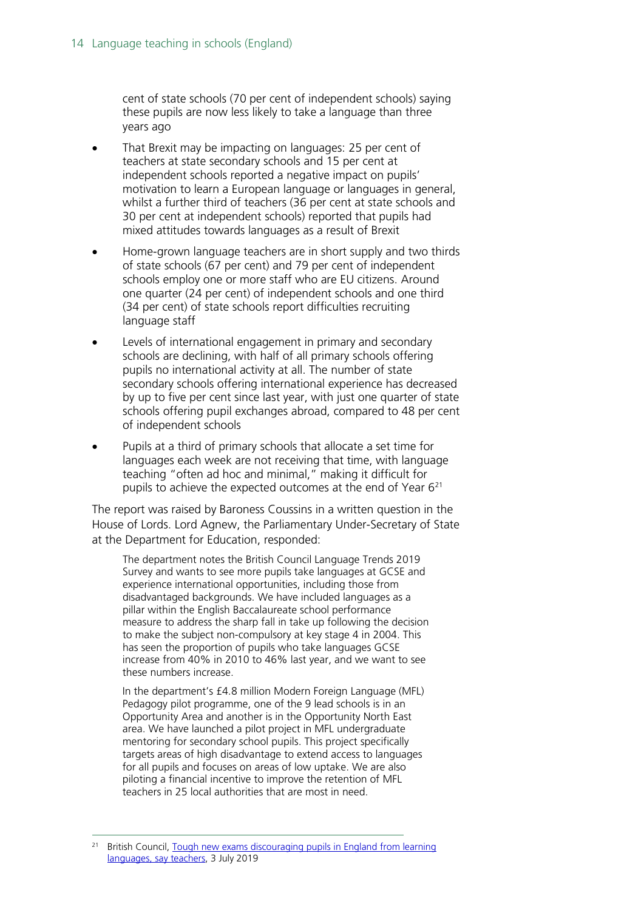cent of state schools (70 per cent of independent schools) saying these pupils are now less likely to take a language than three years ago

- That Brexit may be impacting on languages: 25 per cent of teachers at state secondary schools and 15 per cent at independent schools reported a negative impact on pupils' motivation to learn a European language or languages in general, whilst a further third of teachers (36 per cent at state schools and 30 per cent at independent schools) reported that pupils had mixed attitudes towards languages as a result of Brexit
- Home-grown language teachers are in short supply and two thirds of state schools (67 per cent) and 79 per cent of independent schools employ one or more staff who are EU citizens. Around one quarter (24 per cent) of independent schools and one third (34 per cent) of state schools report difficulties recruiting language staff
- Levels of international engagement in primary and secondary schools are declining, with half of all primary schools offering pupils no international activity at all. The number of state secondary schools offering international experience has decreased by up to five per cent since last year, with just one quarter of state schools offering pupil exchanges abroad, compared to 48 per cent of independent schools
- Pupils at a third of primary schools that allocate a set time for languages each week are not receiving that time, with language teaching "often ad hoc and minimal," making it difficult for pupils to achieve the expected outcomes at the end of Year 6[21]

The report was raised by Baroness Coussins in a written question in the House of Lords. Lord Agnew, the Parliamentary Under-Secretary of State at the Department for Education, responded:

> The department notes the British Council Language Trends 2019 Survey and wants to see more pupils take languages at GCSE and experience international opportunities, including those from disadvantaged backgrounds. We have included languages as a pillar within the English Baccalaureate school performance measure to address the sharp fall in take up following the decision to make the subject non-compulsory at key stage 4 in 2004. This has seen the proportion of pupils who take languages GCSE increase from 40% in 2010 to 46% last year, and we want to see these numbers increase.
>
> In the department's £4.8 million Modern Foreign Language (MFL) Pedagogy pilot programme, one of the 9 lead schools is in an Opportunity Area and another is in the Opportunity North East area. We have launched a pilot project in MFL undergraduate mentoring for secondary school pupils. This project specifically targets areas of high disadvantage to extend access to languages for all pupils and focuses on areas of low uptake. We are also piloting a financial incentive to improve the retention of MFL teachers in 25 local authorities that are most in need.

---

[21] British Council, Tough new exams discouraging pupils in England from learning languages, say teachers, 3 July 2019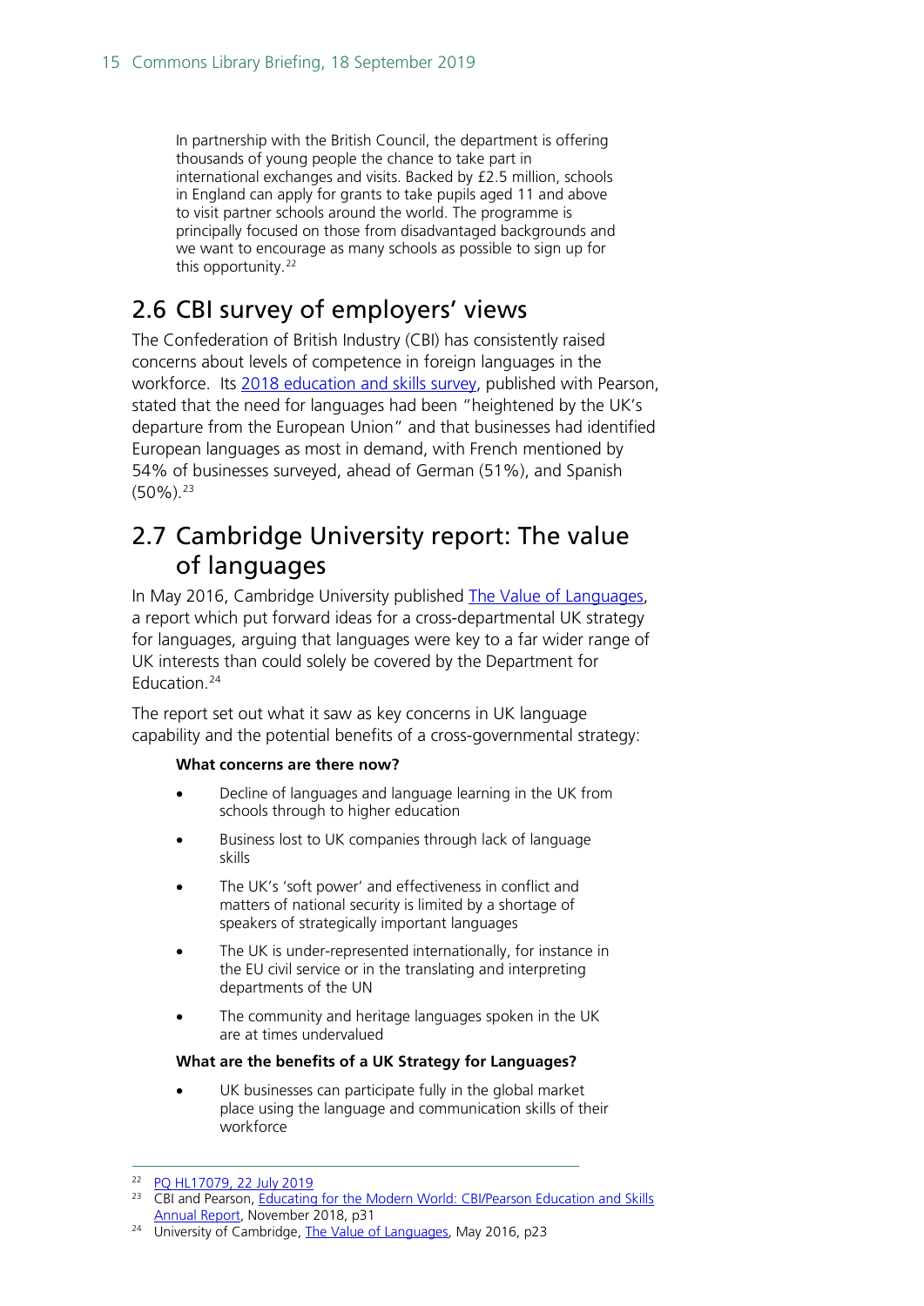> In partnership with the British Council, the department is offering thousands of young people the chance to take part in international exchanges and visits. Backed by £2.5 million, schools in England can apply for grants to take pupils aged 11 and above to visit partner schools around the world. The programme is principally focused on those from disadvantaged backgrounds and we want to encourage as many schools as possible to sign up for this opportunity.[22]

## 2.6 CBI survey of employers' views

The Confederation of British Industry (CBI) has consistently raised concerns about levels of competence in foreign languages in the workforce. Its 2018 education and skills survey, published with Pearson, stated that the need for languages had been "heightened by the UK's departure from the European Union" and that businesses had identified European languages as most in demand, with French mentioned by 54% of businesses surveyed, ahead of German (51%), and Spanish (50%).[23]

## 2.7 Cambridge University report: The value of languages

In May 2016, Cambridge University published The Value of Languages, a report which put forward ideas for a cross-departmental UK strategy for languages, arguing that languages were key to a far wider range of UK interests than could solely be covered by the Department for Education.[24]

The report set out what it saw as key concerns in UK language capability and the potential benefits of a cross-governmental strategy:

> **What concerns are there now?**
>
> - Decline of languages and language learning in the UK from schools through to higher education
> - Business lost to UK companies through lack of language skills
> - The UK's 'soft power' and effectiveness in conflict and matters of national security is limited by a shortage of speakers of strategically important languages
> - The UK is under-represented internationally, for instance in the EU civil service or in the translating and interpreting departments of the UN
> - The community and heritage languages spoken in the UK are at times undervalued
>
> **What are the benefits of a UK Strategy for Languages?**
>
> - UK businesses can participate fully in the global market place using the language and communication skills of their workforce

---

[22] PQ HL17079, 22 July 2019

[23] CBI and Pearson, Educating for the Modern World: CBI/Pearson Education and Skills Annual Report, November 2018, p31

[24] University of Cambridge, The Value of Languages, May 2016, p23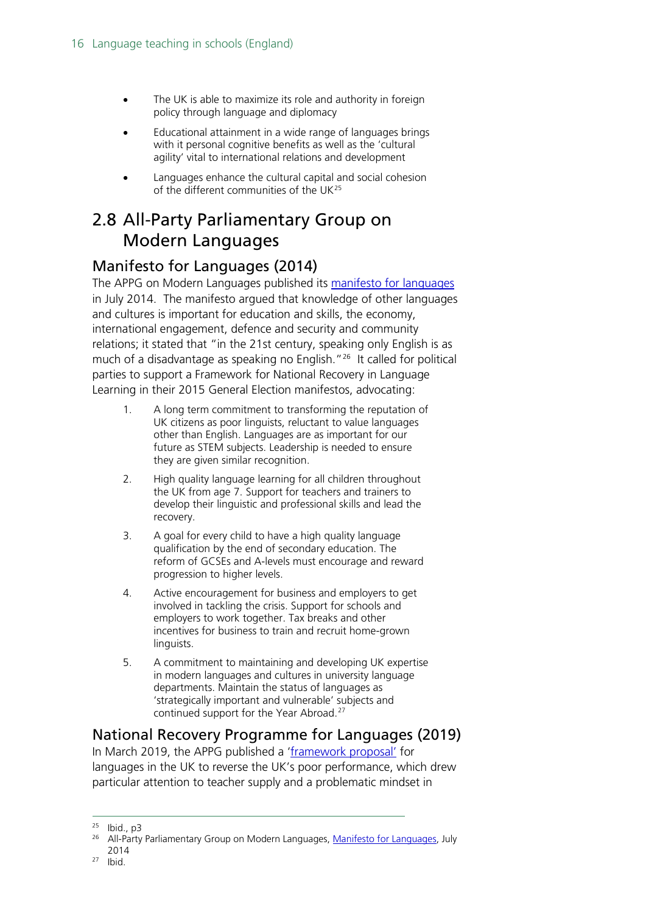- The UK is able to maximize its role and authority in foreign policy through language and diplomacy
- Educational attainment in a wide range of languages brings with it personal cognitive benefits as well as the 'cultural agility' vital to international relations and development
- Languages enhance the cultural capital and social cohesion of the different communities of the UK[25]

## 2.8 All-Party Parliamentary Group on Modern Languages

### Manifesto for Languages (2014)

The APPG on Modern Languages published its manifesto for languages in July 2014. The manifesto argued that knowledge of other languages and cultures is important for education and skills, the economy, international engagement, defence and security and community relations; it stated that "in the 21st century, speaking only English is as much of a disadvantage as speaking no English."[26] It called for political parties to support a Framework for National Recovery in Language Learning in their 2015 General Election manifestos, advocating:

1. A long term commitment to transforming the reputation of UK citizens as poor linguists, reluctant to value languages other than English. Languages are as important for our future as STEM subjects. Leadership is needed to ensure they are given similar recognition.
2. High quality language learning for all children throughout the UK from age 7. Support for teachers and trainers to develop their linguistic and professional skills and lead the recovery.
3. A goal for every child to have a high quality language qualification by the end of secondary education. The reform of GCSEs and A-levels must encourage and reward progression to higher levels.
4. Active encouragement for business and employers to get involved in tackling the crisis. Support for schools and employers to work together. Tax breaks and other incentives for business to train and recruit home-grown linguists.
5. A commitment to maintaining and developing UK expertise in modern languages and cultures in university language departments. Maintain the status of languages as 'strategically important and vulnerable' subjects and continued support for the Year Abroad.[27]

### National Recovery Programme for Languages (2019)

In March 2019, the APPG published a 'framework proposal' for languages in the UK to reverse the UK's poor performance, which drew particular attention to teacher supply and a problematic mindset in

---

[25] Ibid., p3

[26] All-Party Parliamentary Group on Modern Languages, Manifesto for Languages, July 2014

[27] Ibid.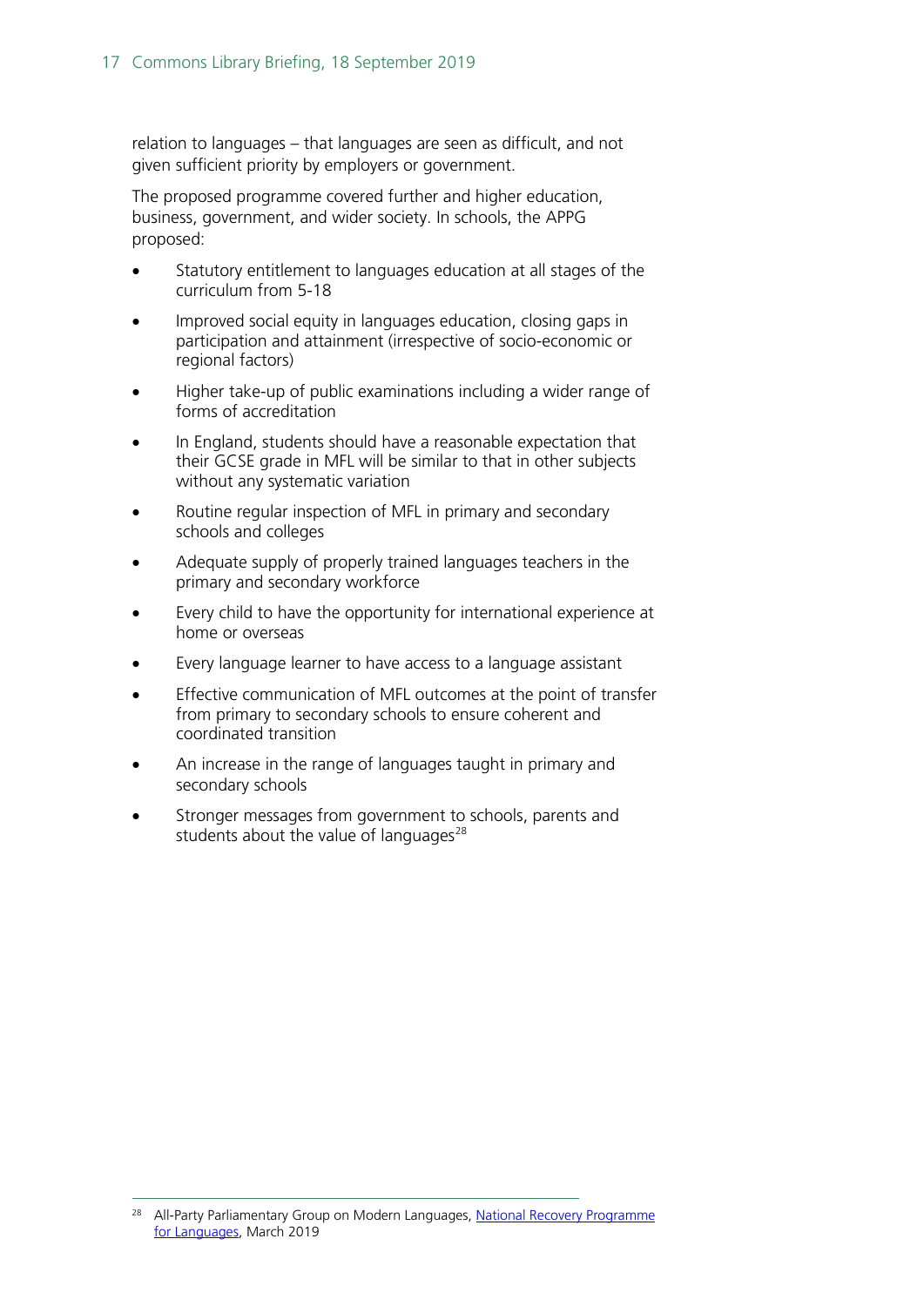relation to languages – that languages are seen as difficult, and not given sufficient priority by employers or government.

The proposed programme covered further and higher education, business, government, and wider society. In schools, the APPG proposed:

- Statutory entitlement to languages education at all stages of the curriculum from 5-18
- Improved social equity in languages education, closing gaps in participation and attainment (irrespective of socio-economic or regional factors)
- Higher take-up of public examinations including a wider range of forms of accreditation
- In England, students should have a reasonable expectation that their GCSE grade in MFL will be similar to that in other subjects without any systematic variation
- Routine regular inspection of MFL in primary and secondary schools and colleges
- Adequate supply of properly trained languages teachers in the primary and secondary workforce
- Every child to have the opportunity for international experience at home or overseas
- Every language learner to have access to a language assistant
- Effective communication of MFL outcomes at the point of transfer from primary to secondary schools to ensure coherent and coordinated transition
- An increase in the range of languages taught in primary and secondary schools
- Stronger messages from government to schools, parents and students about the value of languages[28]

[28] All-Party Parliamentary Group on Modern Languages, National Recovery Programme for Languages, March 2019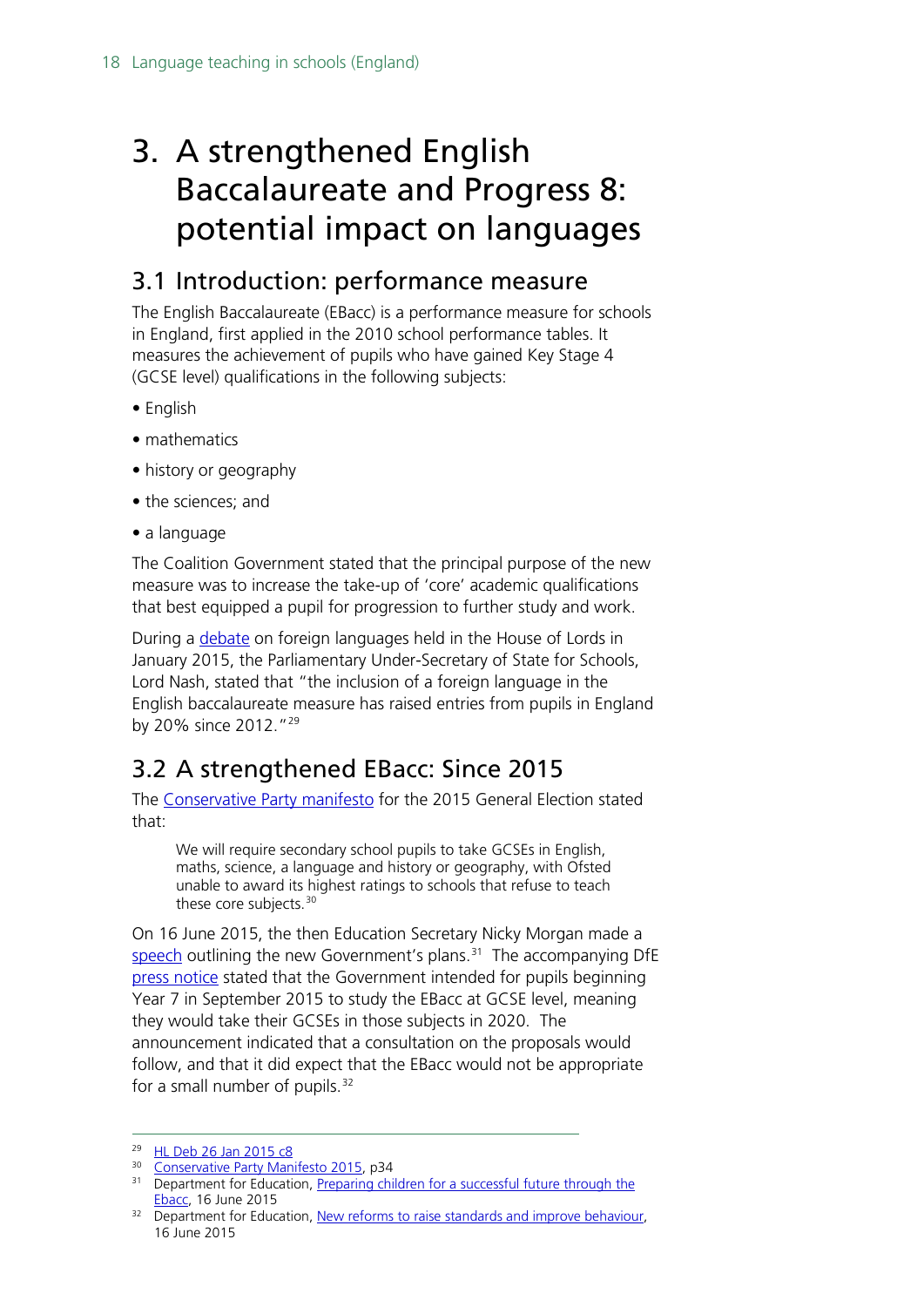# 3. A strengthened English Baccalaureate and Progress 8: potential impact on languages

## 3.1 Introduction: performance measure

The English Baccalaureate (EBacc) is a performance measure for schools in England, first applied in the 2010 school performance tables. It measures the achievement of pupils who have gained Key Stage 4 (GCSE level) qualifications in the following subjects:

- English
- mathematics
- history or geography
- the sciences; and
- a language

The Coalition Government stated that the principal purpose of the new measure was to increase the take-up of 'core' academic qualifications that best equipped a pupil for progression to further study and work.

During a debate on foreign languages held in the House of Lords in January 2015, the Parliamentary Under-Secretary of State for Schools, Lord Nash, stated that "the inclusion of a foreign language in the English baccalaureate measure has raised entries from pupils in England by 20% since 2012."[29]

## 3.2 A strengthened EBacc: Since 2015

The Conservative Party manifesto for the 2015 General Election stated that:

> We will require secondary school pupils to take GCSEs in English, maths, science, a language and history or geography, with Ofsted unable to award its highest ratings to schools that refuse to teach these core subjects.[30]

On 16 June 2015, the then Education Secretary Nicky Morgan made a speech outlining the new Government's plans.[31] The accompanying DfE press notice stated that the Government intended for pupils beginning Year 7 in September 2015 to study the EBacc at GCSE level, meaning they would take their GCSEs in those subjects in 2020. The announcement indicated that a consultation on the proposals would follow, and that it did expect that the EBacc would not be appropriate for a small number of pupils.[32]

---

[29] HL Deb 26 Jan 2015 c8

[30] Conservative Party Manifesto 2015, p34

[31] Department for Education, Preparing children for a successful future through the Ebacc, 16 June 2015

[32] Department for Education, New reforms to raise standards and improve behaviour, 16 June 2015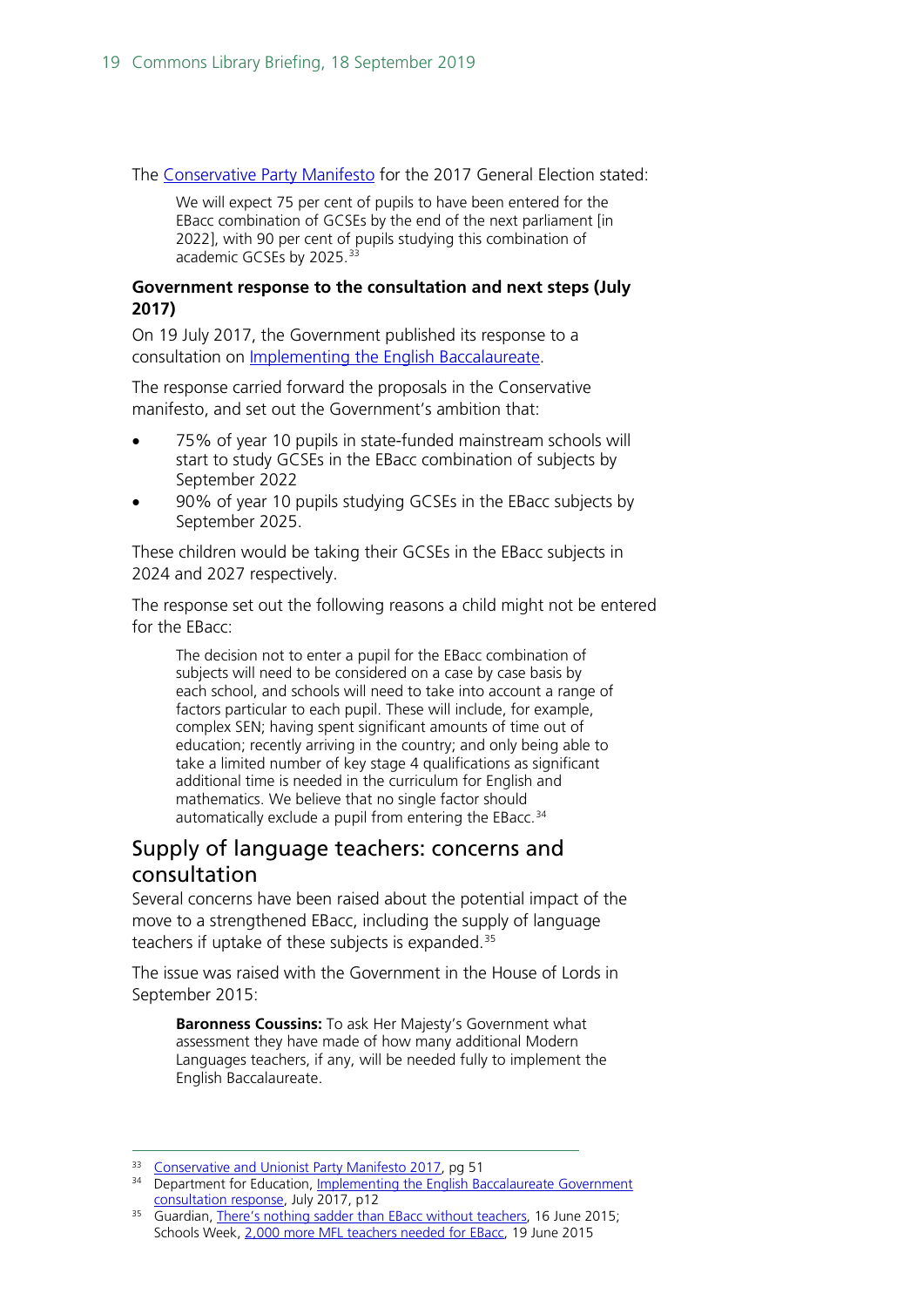The [Conservative Party Manifesto](#) for the 2017 General Election stated:

> We will expect 75 per cent of pupils to have been entered for the EBacc combination of GCSEs by the end of the next parliament [in 2022], with 90 per cent of pupils studying this combination of academic GCSEs by 2025.[33]

**Government response to the consultation and next steps (July 2017)**

On 19 July 2017, the Government published its response to a consultation on [Implementing the English Baccalaureate](#).

The response carried forward the proposals in the Conservative manifesto, and set out the Government's ambition that:

- 75% of year 10 pupils in state-funded mainstream schools will start to study GCSEs in the EBacc combination of subjects by September 2022
- 90% of year 10 pupils studying GCSEs in the EBacc subjects by September 2025.

These children would be taking their GCSEs in the EBacc subjects in 2024 and 2027 respectively.

The response set out the following reasons a child might not be entered for the EBacc:

> The decision not to enter a pupil for the EBacc combination of subjects will need to be considered on a case by case basis by each school, and schools will need to take into account a range of factors particular to each pupil. These will include, for example, complex SEN; having spent significant amounts of time out of education; recently arriving in the country; and only being able to take a limited number of key stage 4 qualifications as significant additional time is needed in the curriculum for English and mathematics. We believe that no single factor should automatically exclude a pupil from entering the EBacc.[34]

## Supply of language teachers: concerns and consultation

Several concerns have been raised about the potential impact of the move to a strengthened EBacc, including the supply of language teachers if uptake of these subjects is expanded.[35]

The issue was raised with the Government in the House of Lords in September 2015:

> **Baroness Coussins:** To ask Her Majesty's Government what assessment they have made of how many additional Modern Languages teachers, if any, will be needed fully to implement the English Baccalaureate.

---

[33] [Conservative and Unionist Party Manifesto 2017](#), pg 51

[34] Department for Education, [Implementing the English Baccalaureate Government consultation response](#), July 2017, p12

[35] Guardian, [There's nothing sadder than EBacc without teachers](#), 16 June 2015; Schools Week, [2,000 more MFL teachers needed for EBacc](#), 19 June 2015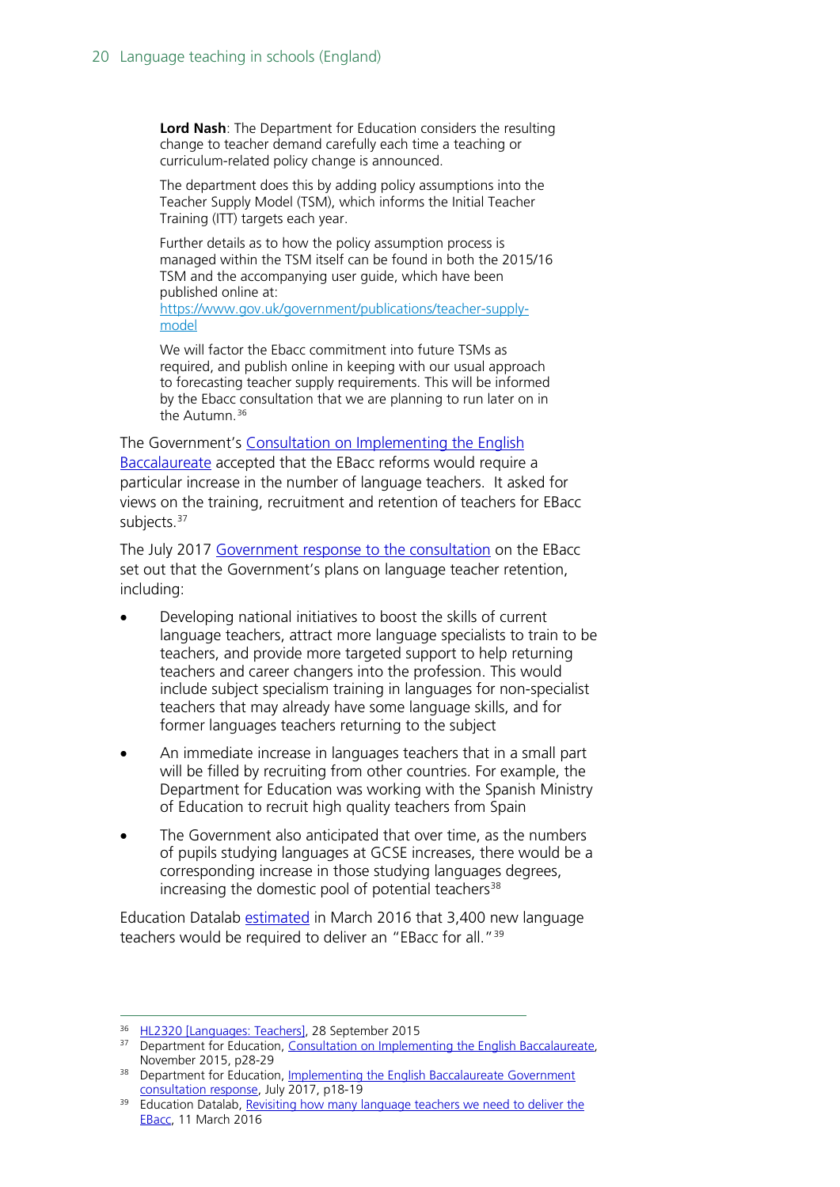> **Lord Nash**: The Department for Education considers the resulting change to teacher demand carefully each time a teaching or curriculum-related policy change is announced.
>
> The department does this by adding policy assumptions into the Teacher Supply Model (TSM), which informs the Initial Teacher Training (ITT) targets each year.
>
> Further details as to how the policy assumption process is managed within the TSM itself can be found in both the 2015/16 TSM and the accompanying user guide, which have been published online at: https://www.gov.uk/government/publications/teacher-supply-model
>
> We will factor the Ebacc commitment into future TSMs as required, and publish online in keeping with our usual approach to forecasting teacher supply requirements. This will be informed by the Ebacc consultation that we are planning to run later on in the Autumn.[36]

The Government's Consultation on Implementing the English Baccalaureate accepted that the EBacc reforms would require a particular increase in the number of language teachers. It asked for views on the training, recruitment and retention of teachers for EBacc subjects.[37]

The July 2017 Government response to the consultation on the EBacc set out that the Government's plans on language teacher retention, including:

- Developing national initiatives to boost the skills of current language teachers, attract more language specialists to train to be teachers, and provide more targeted support to help returning teachers and career changers into the profession. This would include subject specialism training in languages for non-specialist teachers that may already have some language skills, and for former languages teachers returning to the subject
- An immediate increase in languages teachers that in a small part will be filled by recruiting from other countries. For example, the Department for Education was working with the Spanish Ministry of Education to recruit high quality teachers from Spain
- The Government also anticipated that over time, as the numbers of pupils studying languages at GCSE increases, there would be a corresponding increase in those studying languages degrees, increasing the domestic pool of potential teachers[38]

Education Datalab estimated in March 2016 that 3,400 new language teachers would be required to deliver an "EBacc for all."[39]

---

[36] HL2320 [Languages: Teachers], 28 September 2015

[37] Department for Education, Consultation on Implementing the English Baccalaureate, November 2015, p28-29

[38] Department for Education, Implementing the English Baccalaureate Government consultation response, July 2017, p18-19

[39] Education Datalab, Revisiting how many language teachers we need to deliver the EBacc, 11 March 2016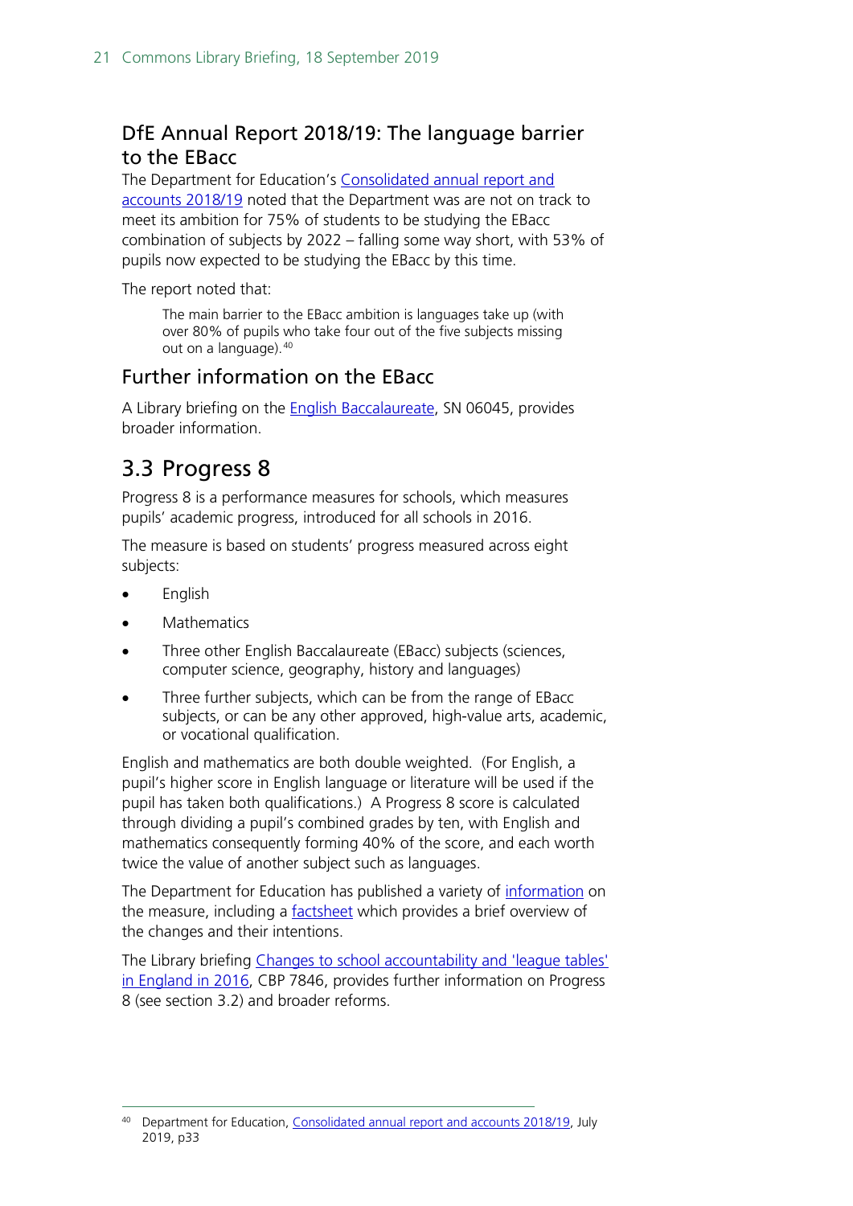### DfE Annual Report 2018/19: The language barrier to the EBacc

The Department for Education's Consolidated annual report and accounts 2018/19 noted that the Department was are not on track to meet its ambition for 75% of students to be studying the EBacc combination of subjects by 2022 – falling some way short, with 53% of pupils now expected to be studying the EBacc by this time.

The report noted that:

> The main barrier to the EBacc ambition is languages take up (with over 80% of pupils who take four out of the five subjects missing out on a language).[40]

### Further information on the EBacc

A Library briefing on the English Baccalaureate, SN 06045, provides broader information.

## 3.3 Progress 8

Progress 8 is a performance measures for schools, which measures pupils' academic progress, introduced for all schools in 2016.

The measure is based on students' progress measured across eight subjects:

- English
- Mathematics
- Three other English Baccalaureate (EBacc) subjects (sciences, computer science, geography, history and languages)
- Three further subjects, which can be from the range of EBacc subjects, or can be any other approved, high-value arts, academic, or vocational qualification.

English and mathematics are both double weighted. (For English, a pupil's higher score in English language or literature will be used if the pupil has taken both qualifications.) A Progress 8 score is calculated through dividing a pupil's combined grades by ten, with English and mathematics consequently forming 40% of the score, and each worth twice the value of another subject such as languages.

The Department for Education has published a variety of information on the measure, including a factsheet which provides a brief overview of the changes and their intentions.

The Library briefing Changes to school accountability and 'league tables' in England in 2016, CBP 7846, provides further information on Progress 8 (see section 3.2) and broader reforms.

---

[40] Department for Education, Consolidated annual report and accounts 2018/19, July 2019, p33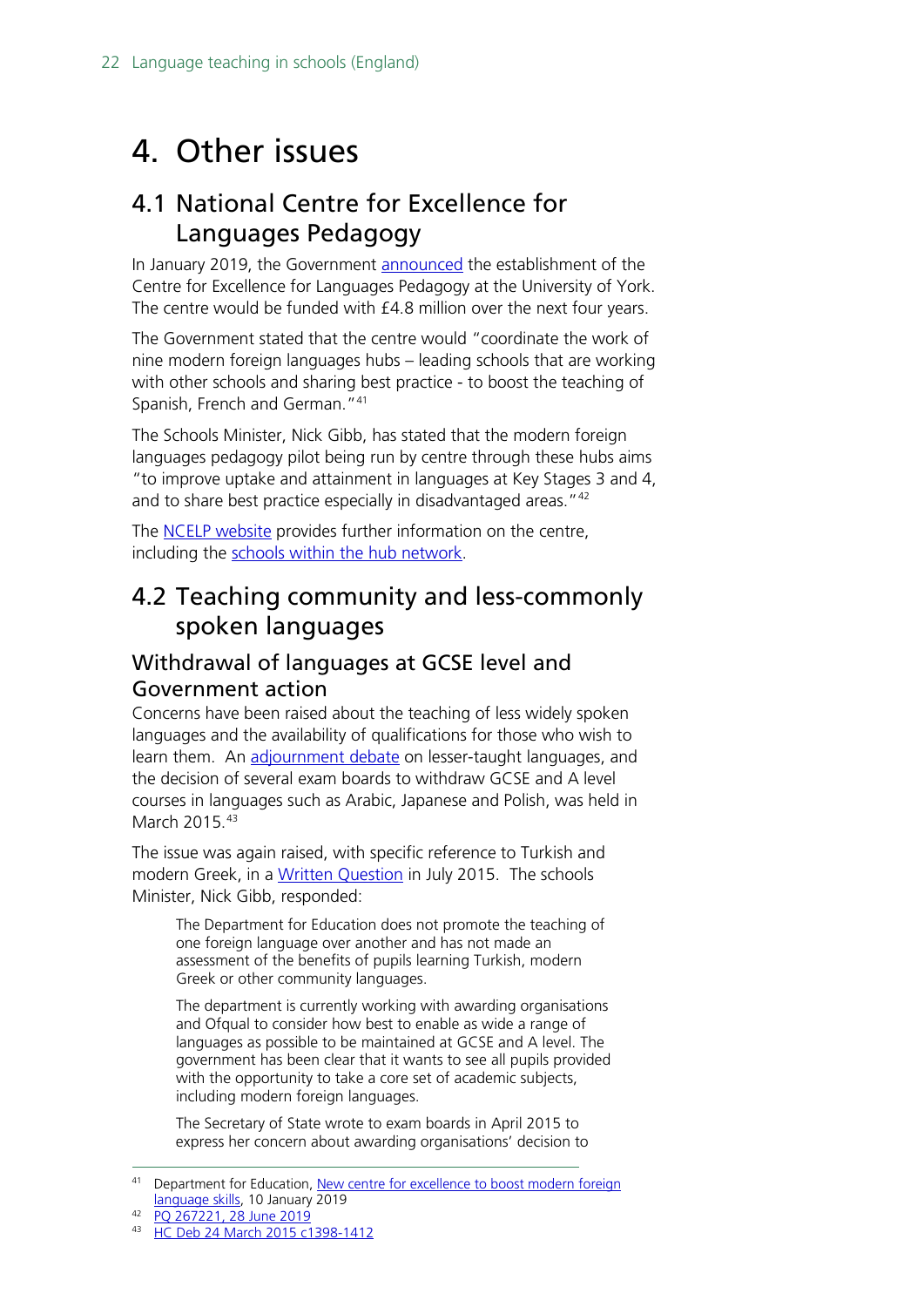# 4. Other issues

## 4.1 National Centre for Excellence for Languages Pedagogy

In January 2019, the Government announced the establishment of the Centre for Excellence for Languages Pedagogy at the University of York. The centre would be funded with £4.8 million over the next four years.

The Government stated that the centre would "coordinate the work of nine modern foreign languages hubs – leading schools that are working with other schools and sharing best practice - to boost the teaching of Spanish, French and German."[41]

The Schools Minister, Nick Gibb, has stated that the modern foreign languages pedagogy pilot being run by centre through these hubs aims "to improve uptake and attainment in languages at Key Stages 3 and 4, and to share best practice especially in disadvantaged areas."[42]

The NCELP website provides further information on the centre, including the schools within the hub network.

## 4.2 Teaching community and less-commonly spoken languages

### Withdrawal of languages at GCSE level and Government action

Concerns have been raised about the teaching of less widely spoken languages and the availability of qualifications for those who wish to learn them. An adjournment debate on lesser-taught languages, and the decision of several exam boards to withdraw GCSE and A level courses in languages such as Arabic, Japanese and Polish, was held in March 2015.[43]

The issue was again raised, with specific reference to Turkish and modern Greek, in a Written Question in July 2015. The schools Minister, Nick Gibb, responded:

> The Department for Education does not promote the teaching of one foreign language over another and has not made an assessment of the benefits of pupils learning Turkish, modern Greek or other community languages.
>
> The department is currently working with awarding organisations and Ofqual to consider how best to enable as wide a range of languages as possible to be maintained at GCSE and A level. The government has been clear that it wants to see all pupils provided with the opportunity to take a core set of academic subjects, including modern foreign languages.
>
> The Secretary of State wrote to exam boards in April 2015 to express her concern about awarding organisations' decision to

---

[41] Department for Education, New centre for excellence to boost modern foreign language skills, 10 January 2019

[42] PQ 267221, 28 June 2019

[43] HC Deb 24 March 2015 c1398-1412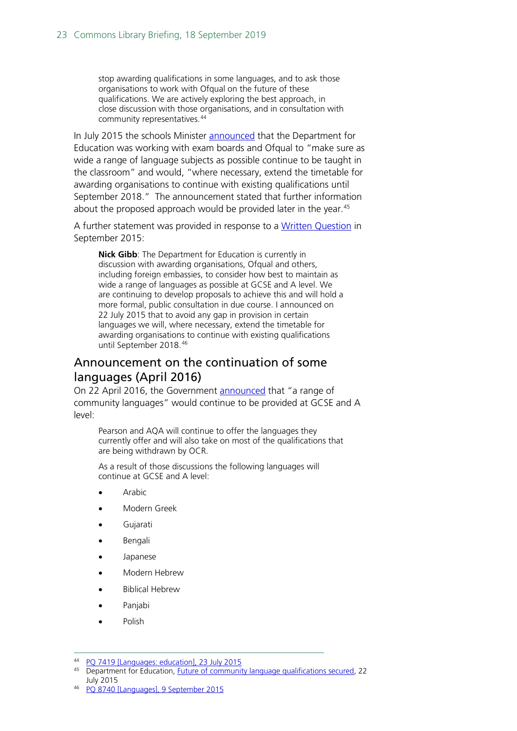> stop awarding qualifications in some languages, and to ask those organisations to work with Ofqual on the future of these qualifications. We are actively exploring the best approach, in close discussion with those organisations, and in consultation with community representatives.[44]

In July 2015 the schools Minister announced that the Department for Education was working with exam boards and Ofqual to "make sure as wide a range of language subjects as possible continue to be taught in the classroom" and would, "where necessary, extend the timetable for awarding organisations to continue with existing qualifications until September 2018." The announcement stated that further information about the proposed approach would be provided later in the year.[45]

A further statement was provided in response to a Written Question in September 2015:

> **Nick Gibb**: The Department for Education is currently in discussion with awarding organisations, Ofqual and others, including foreign embassies, to consider how best to maintain as wide a range of languages as possible at GCSE and A level. We are continuing to develop proposals to achieve this and will hold a more formal, public consultation in due course. I announced on 22 July 2015 that to avoid any gap in provision in certain languages we will, where necessary, extend the timetable for awarding organisations to continue with existing qualifications until September 2018.[46]

## Announcement on the continuation of some languages (April 2016)

On 22 April 2016, the Government announced that "a range of community languages" would continue to be provided at GCSE and A level:

> Pearson and AQA will continue to offer the languages they currently offer and will also take on most of the qualifications that are being withdrawn by OCR.
>
> As a result of those discussions the following languages will continue at GCSE and A level:
>
> - Arabic
> - Modern Greek
> - Gujarati
> - Bengali
> - Japanese
> - Modern Hebrew
> - Biblical Hebrew
> - Panjabi
> - Polish

---

[44] PQ 7419 [Languages: education], 23 July 2015

[45] Department for Education, Future of community language qualifications secured, 22 July 2015

[46] PQ 8740 [Languages], 9 September 2015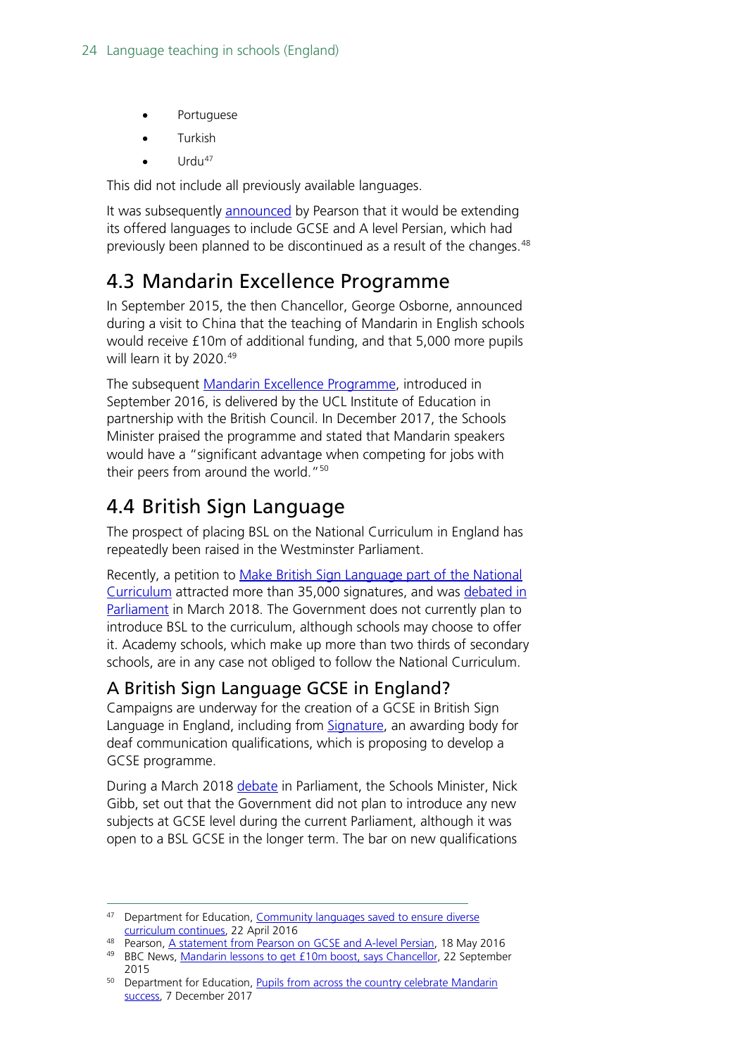- Portuguese
- Turkish
- Urdu[47]

This did not include all previously available languages.

It was subsequently announced by Pearson that it would be extending its offered languages to include GCSE and A level Persian, which had previously been planned to be discontinued as a result of the changes.[48]

## 4.3 Mandarin Excellence Programme

In September 2015, the then Chancellor, George Osborne, announced during a visit to China that the teaching of Mandarin in English schools would receive £10m of additional funding, and that 5,000 more pupils will learn it by 2020.[49]

The subsequent Mandarin Excellence Programme, introduced in September 2016, is delivered by the UCL Institute of Education in partnership with the British Council. In December 2017, the Schools Minister praised the programme and stated that Mandarin speakers would have a "significant advantage when competing for jobs with their peers from around the world."[50]

## 4.4 British Sign Language

The prospect of placing BSL on the National Curriculum in England has repeatedly been raised in the Westminster Parliament.

Recently, a petition to Make British Sign Language part of the National Curriculum attracted more than 35,000 signatures, and was debated in Parliament in March 2018. The Government does not currently plan to introduce BSL to the curriculum, although schools may choose to offer it. Academy schools, which make up more than two thirds of secondary schools, are in any case not obliged to follow the National Curriculum.

### A British Sign Language GCSE in England?

Campaigns are underway for the creation of a GCSE in British Sign Language in England, including from Signature, an awarding body for deaf communication qualifications, which is proposing to develop a GCSE programme.

During a March 2018 debate in Parliament, the Schools Minister, Nick Gibb, set out that the Government did not plan to introduce any new subjects at GCSE level during the current Parliament, although it was open to a BSL GCSE in the longer term. The bar on new qualifications

---

[47] Department for Education, Community languages saved to ensure diverse curriculum continues, 22 April 2016

[48] Pearson, A statement from Pearson on GCSE and A-level Persian, 18 May 2016

[49] BBC News, Mandarin lessons to get £10m boost, says Chancellor, 22 September 2015

[50] Department for Education, Pupils from across the country celebrate Mandarin success, 7 December 2017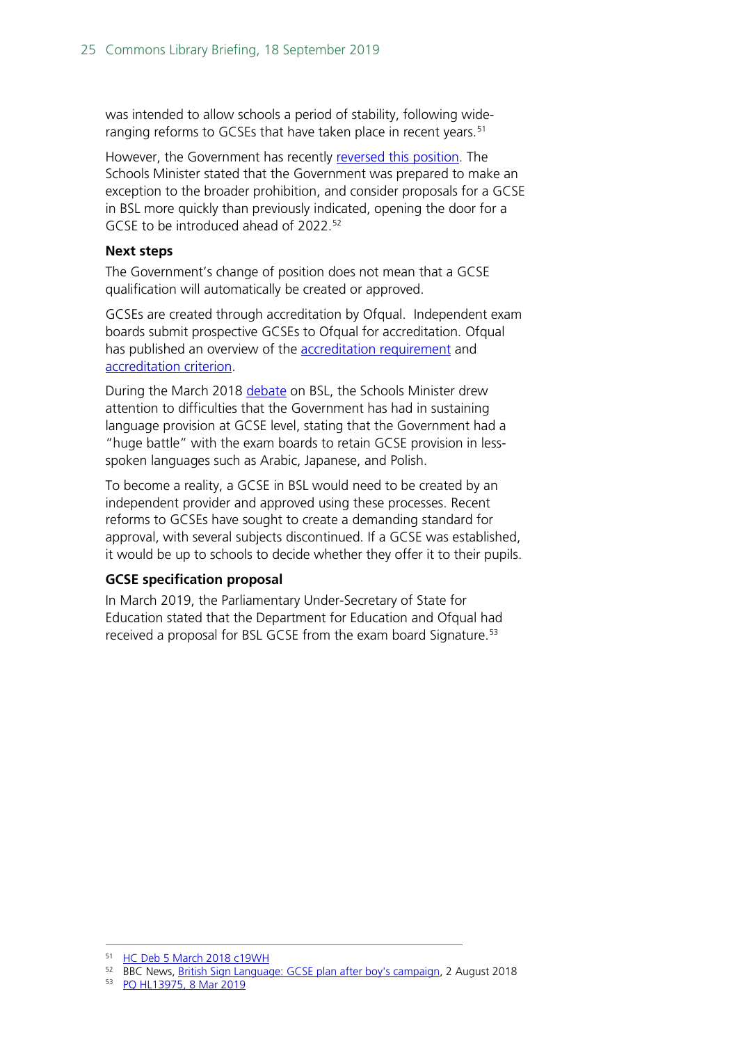was intended to allow schools a period of stability, following wide-ranging reforms to GCSEs that have taken place in recent years.[51]

However, the Government has recently reversed this position. The Schools Minister stated that the Government was prepared to make an exception to the broader prohibition, and consider proposals for a GCSE in BSL more quickly than previously indicated, opening the door for a GCSE to be introduced ahead of 2022.[52]

**Next steps**

The Government's change of position does not mean that a GCSE qualification will automatically be created or approved.

GCSEs are created through accreditation by Ofqual. Independent exam boards submit prospective GCSEs to Ofqual for accreditation. Ofqual has published an overview of the accreditation requirement and accreditation criterion.

During the March 2018 debate on BSL, the Schools Minister drew attention to difficulties that the Government has had in sustaining language provision at GCSE level, stating that the Government had a "huge battle" with the exam boards to retain GCSE provision in less-spoken languages such as Arabic, Japanese, and Polish.

To become a reality, a GCSE in BSL would need to be created by an independent provider and approved using these processes. Recent reforms to GCSEs have sought to create a demanding standard for approval, with several subjects discontinued. If a GCSE was established, it would be up to schools to decide whether they offer it to their pupils.

**GCSE specification proposal**

In March 2019, the Parliamentary Under-Secretary of State for Education stated that the Department for Education and Ofqual had received a proposal for BSL GCSE from the exam board Signature.[53]

---

[51] HC Deb 5 March 2018 c19WH

[52] BBC News, British Sign Language: GCSE plan after boy's campaign, 2 August 2018

[53] PQ HL13975, 8 Mar 2019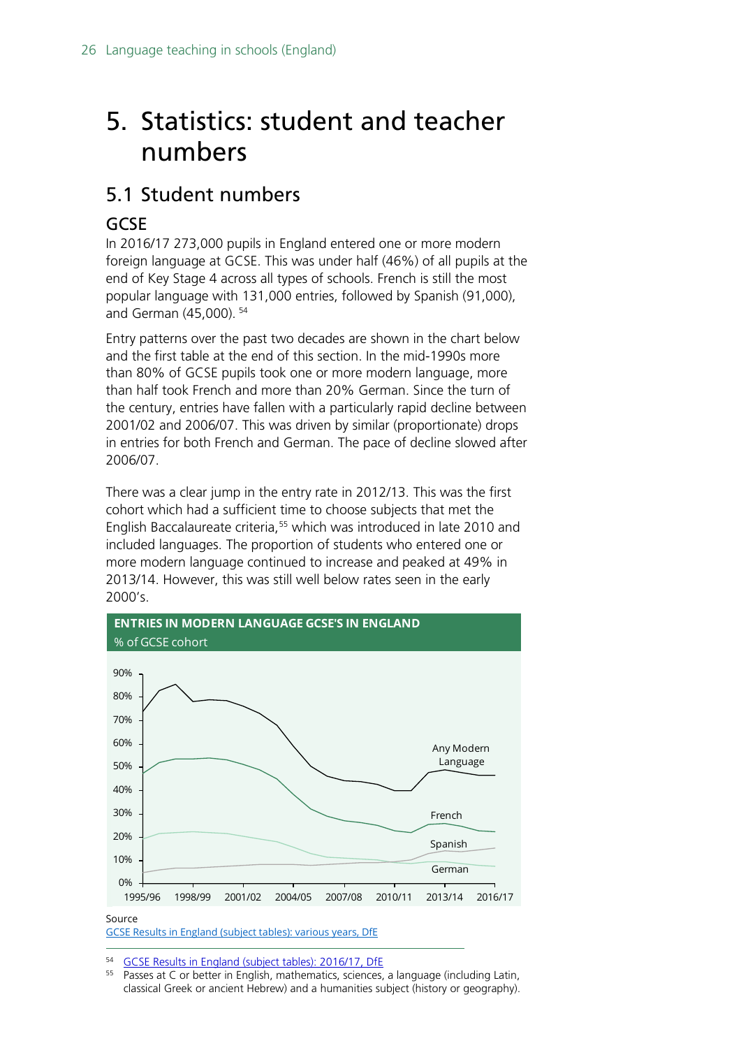# 5. Statistics: student and teacher numbers

## 5.1 Student numbers

### GCSE

In 2016/17 273,000 pupils in England entered one or more modern foreign language at GCSE. This was under half (46%) of all pupils at the end of Key Stage 4 across all types of schools. French is still the most popular language with 131,000 entries, followed by Spanish (91,000), and German (45,000). [54]

Entry patterns over the past two decades are shown in the chart below and the first table at the end of this section. In the mid-1990s more than 80% of GCSE pupils took one or more modern language, more than half took French and more than 20% German. Since the turn of the century, entries have fallen with a particularly rapid decline between 2001/02 and 2006/07. This was driven by similar (proportionate) drops in entries for both French and German. The pace of decline slowed after 2006/07.

There was a clear jump in the entry rate in 2012/13. This was the first cohort which had a sufficient time to choose subjects that met the English Baccalaureate criteria,[55] which was introduced in late 2010 and included languages. The proportion of students who entered one or more modern language continued to increase and peaked at 49% in 2013/14. However, this was still well below rates seen in the early 2000's.

**ENTRIES IN MODERN LANGUAGE GCSE'S IN ENGLAND**

% of GCSE cohort

Source

GCSE Results in England (subject tables): various years, DfE

[54] GCSE Results in England (subject tables): 2016/17, DfE

[55] Passes at C or better in English, mathematics, sciences, a language (including Latin, classical Greek or ancient Hebrew) and a humanities subject (history or geography).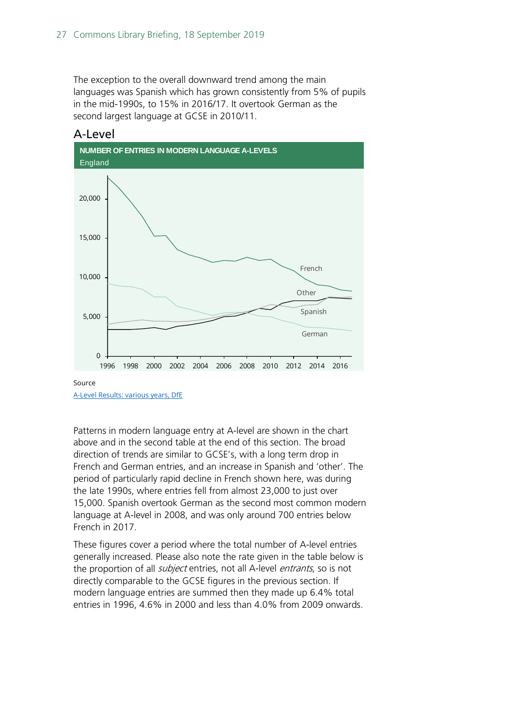The exception to the overall downward trend among the main languages was Spanish which has grown consistently from 5% of pupils in the mid-1990s, to 15% in 2016/17. It overtook German as the second largest language at GCSE in 2010/11.

## A-Level

**NUMBER OF ENTRIES IN MODERN LANGUAGE A-LEVELS**

England

Source

A-Level Results: various years, DfE

Patterns in modern language entry at A-level are shown in the chart above and in the second table at the end of this section. The broad direction of trends are similar to GCSE's, with a long term drop in French and German entries, and an increase in Spanish and 'other'. The period of particularly rapid decline in French shown here, was during the late 1990s, where entries fell from almost 23,000 to just over 15,000. Spanish overtook German as the second most common modern language at A-level in 2008, and was only around 700 entries below French in 2017.

These figures cover a period where the total number of A-level entries generally increased. Please also note the rate given in the table below is the proportion of all *subject* entries, not all A-level *entrants*, so is not directly comparable to the GCSE figures in the previous section. If modern language entries are summed then they made up 6.4% total entries in 1996, 4.6% in 2000 and less than 4.0% from 2009 onwards.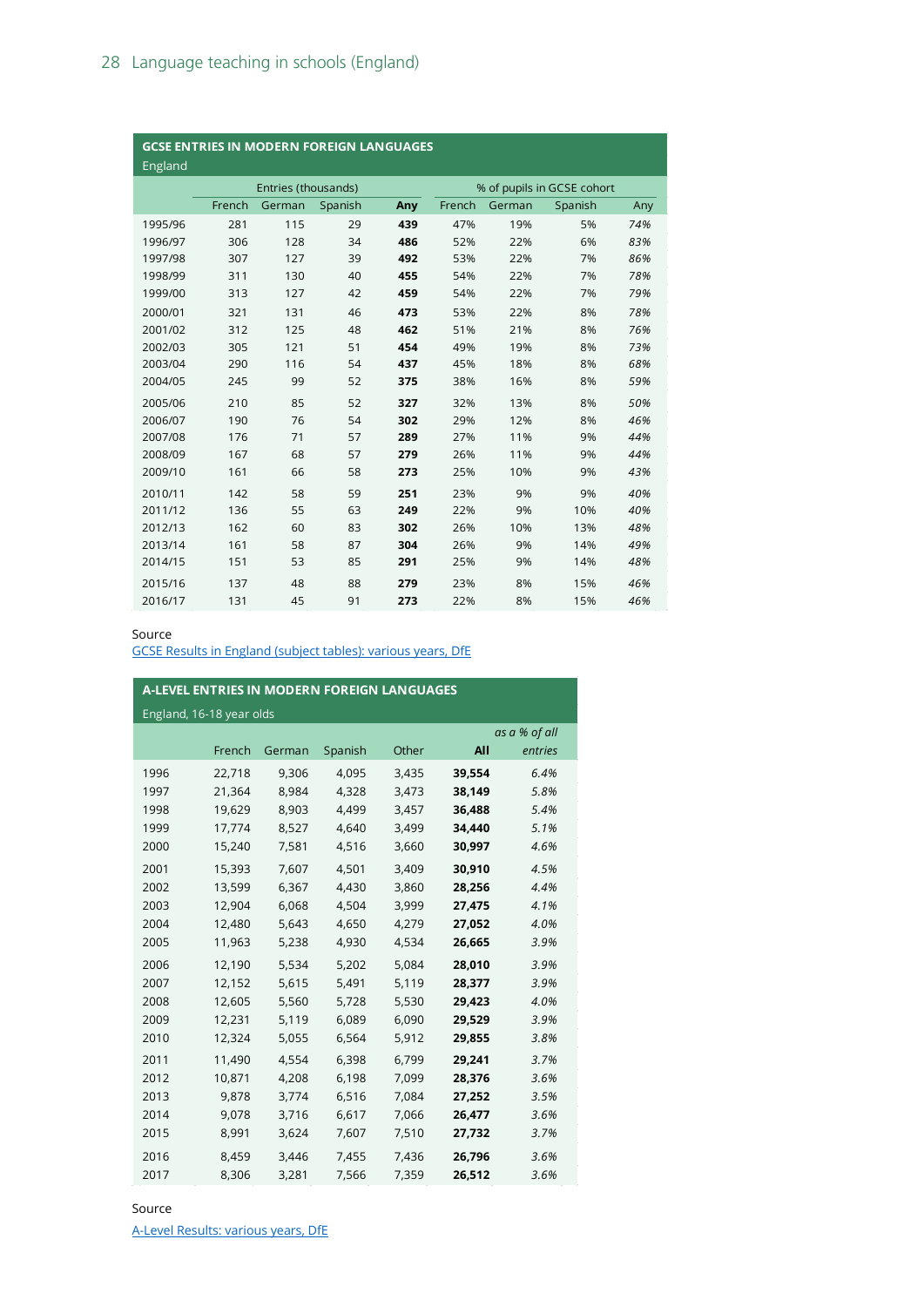## GCSE ENTRIES IN MODERN FOREIGN LANGUAGES

England

| | Entries (thousands) | | | | % of pupils in GCSE cohort | | | |
|---|---|---|---|---|---|---|---|---|
| | French | German | Spanish | **Any** | French | German | Spanish | Any |
| 1995/96 | 281 | 115 | 29 | **439** | 47% | 19% | 5% | *74%* |
| 1996/97 | 306 | 128 | 34 | **486** | 52% | 22% | 6% | *83%* |
| 1997/98 | 307 | 127 | 39 | **492** | 53% | 22% | 7% | *86%* |
| 1998/99 | 311 | 130 | 40 | **455** | 54% | 22% | 7% | *78%* |
| 1999/00 | 313 | 127 | 42 | **459** | 54% | 22% | 7% | *79%* |
| 2000/01 | 321 | 131 | 46 | **473** | 53% | 22% | 8% | *78%* |
| 2001/02 | 312 | 125 | 48 | **462** | 51% | 21% | 8% | *76%* |
| 2002/03 | 305 | 121 | 51 | **454** | 49% | 19% | 8% | *73%* |
| 2003/04 | 290 | 116 | 54 | **437** | 45% | 18% | 8% | *68%* |
| 2004/05 | 245 | 99 | 52 | **375** | 38% | 16% | 8% | *59%* |
| 2005/06 | 210 | 85 | 52 | **327** | 32% | 13% | 8% | *50%* |
| 2006/07 | 190 | 76 | 54 | **302** | 29% | 12% | 8% | *46%* |
| 2007/08 | 176 | 71 | 57 | **289** | 27% | 11% | 9% | *44%* |
| 2008/09 | 167 | 68 | 57 | **279** | 26% | 11% | 9% | *44%* |
| 2009/10 | 161 | 66 | 58 | **273** | 25% | 10% | 9% | *43%* |
| 2010/11 | 142 | 58 | 59 | **251** | 23% | 9% | 9% | *40%* |
| 2011/12 | 136 | 55 | 63 | **249** | 22% | 9% | 10% | *40%* |
| 2012/13 | 162 | 60 | 83 | **302** | 26% | 10% | 13% | *48%* |
| 2013/14 | 161 | 58 | 87 | **304** | 26% | 9% | 14% | *49%* |
| 2014/15 | 151 | 53 | 85 | **291** | 25% | 9% | 14% | *48%* |
| 2015/16 | 137 | 48 | 88 | **279** | 23% | 8% | 15% | *46%* |
| 2016/17 | 131 | 45 | 91 | **273** | 22% | 8% | 15% | *46%* |

Source

GCSE Results in England (subject tables): various years, DfE

## A-LEVEL ENTRIES IN MODERN FOREIGN LANGUAGES

England, 16-18 year olds

| | French | German | Spanish | Other | **All** | *as a % of all entries* |
|---|---|---|---|---|---|---|
| 1996 | 22,718 | 9,306 | 4,095 | 3,435 | **39,554** | *6.4%* |
| 1997 | 21,364 | 8,984 | 4,328 | 3,473 | **38,149** | *5.8%* |
| 1998 | 19,629 | 8,903 | 4,499 | 3,457 | **36,488** | *5.4%* |
| 1999 | 17,774 | 8,527 | 4,640 | 3,499 | **34,440** | *5.1%* |
| 2000 | 15,240 | 7,581 | 4,516 | 3,660 | **30,997** | *4.6%* |
| 2001 | 15,393 | 7,607 | 4,501 | 3,409 | **30,910** | *4.5%* |
| 2002 | 13,599 | 6,367 | 4,430 | 3,860 | **28,256** | *4.4%* |
| 2003 | 12,904 | 6,068 | 4,504 | 3,999 | **27,475** | *4.1%* |
| 2004 | 12,480 | 5,643 | 4,650 | 4,279 | **27,052** | *4.0%* |
| 2005 | 11,963 | 5,238 | 4,930 | 4,534 | **26,665** | *3.9%* |
| 2006 | 12,190 | 5,534 | 5,202 | 5,084 | **28,010** | *3.9%* |
| 2007 | 12,152 | 5,615 | 5,491 | 5,119 | **28,377** | *3.9%* |
| 2008 | 12,605 | 5,560 | 5,728 | 5,530 | **29,423** | *4.0%* |
| 2009 | 12,231 | 5,119 | 6,089 | 6,090 | **29,529** | *3.9%* |
| 2010 | 12,324 | 5,055 | 6,564 | 5,912 | **29,855** | *3.8%* |
| 2011 | 11,490 | 4,554 | 6,398 | 6,799 | **29,241** | *3.7%* |
| 2012 | 10,871 | 4,208 | 6,198 | 7,099 | **28,376** | *3.6%* |
| 2013 | 9,878 | 3,774 | 6,516 | 7,084 | **27,252** | *3.5%* |
| 2014 | 9,078 | 3,716 | 6,617 | 7,066 | **26,477** | *3.6%* |
| 2015 | 8,991 | 3,624 | 7,607 | 7,510 | **27,732** | *3.7%* |
| 2016 | 8,459 | 3,446 | 7,455 | 7,436 | **26,796** | *3.6%* |
| 2017 | 8,306 | 3,281 | 7,566 | 7,359 | **26,512** | *3.6%* |

Source

A-Level Results: various years, DfE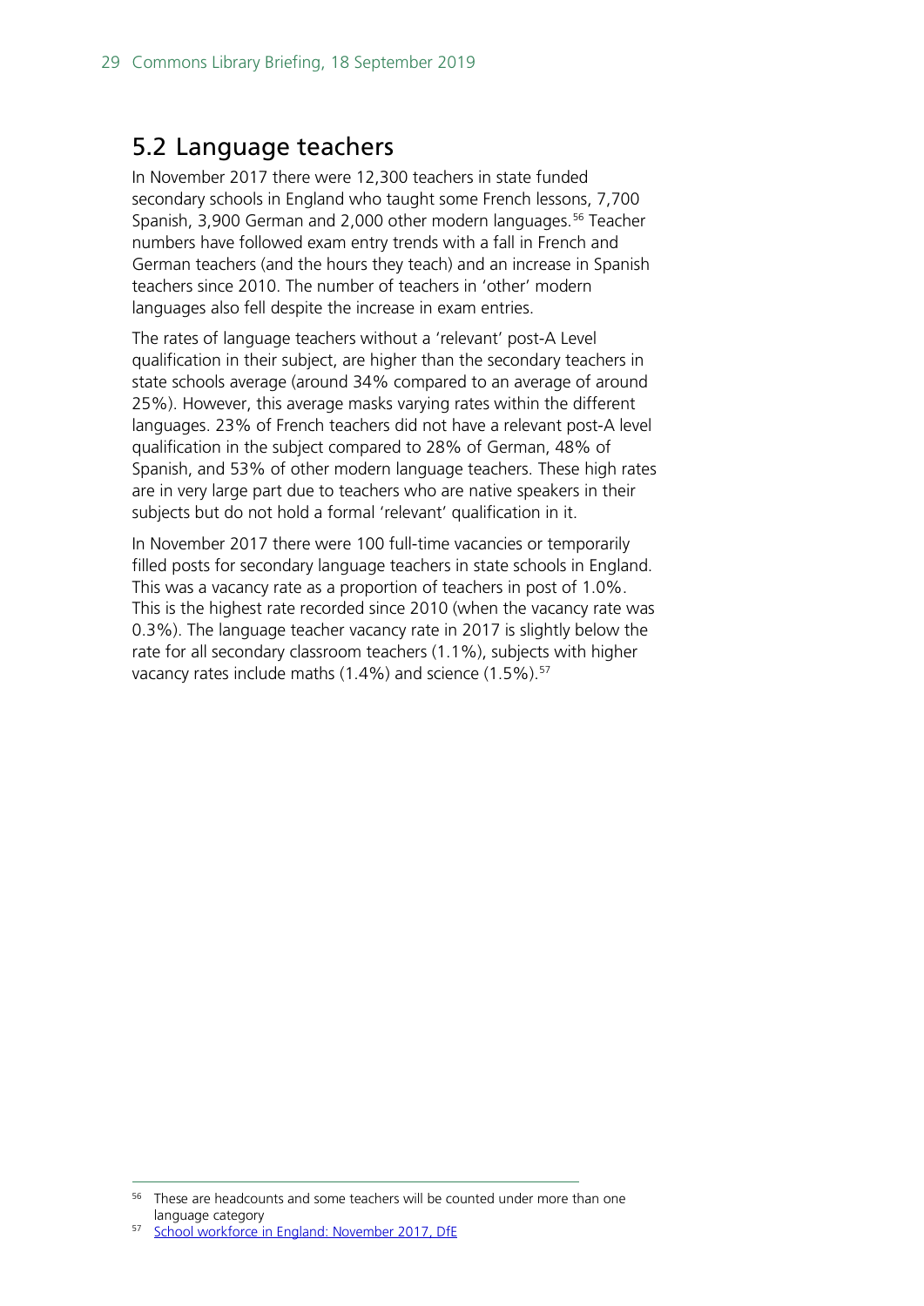## 5.2 Language teachers

In November 2017 there were 12,300 teachers in state funded secondary schools in England who taught some French lessons, 7,700 Spanish, 3,900 German and 2,000 other modern languages.[56] Teacher numbers have followed exam entry trends with a fall in French and German teachers (and the hours they teach) and an increase in Spanish teachers since 2010. The number of teachers in 'other' modern languages also fell despite the increase in exam entries.

The rates of language teachers without a 'relevant' post-A Level qualification in their subject, are higher than the secondary teachers in state schools average (around 34% compared to an average of around 25%). However, this average masks varying rates within the different languages. 23% of French teachers did not have a relevant post-A level qualification in the subject compared to 28% of German, 48% of Spanish, and 53% of other modern language teachers. These high rates are in very large part due to teachers who are native speakers in their subjects but do not hold a formal 'relevant' qualification in it.

In November 2017 there were 100 full-time vacancies or temporarily filled posts for secondary language teachers in state schools in England. This was a vacancy rate as a proportion of teachers in post of 1.0%. This is the highest rate recorded since 2010 (when the vacancy rate was 0.3%). The language teacher vacancy rate in 2017 is slightly below the rate for all secondary classroom teachers (1.1%), subjects with higher vacancy rates include maths (1.4%) and science (1.5%).[57]

---

[56] These are headcounts and some teachers will be counted under more than one language category

[57] School workforce in England: November 2017, DfE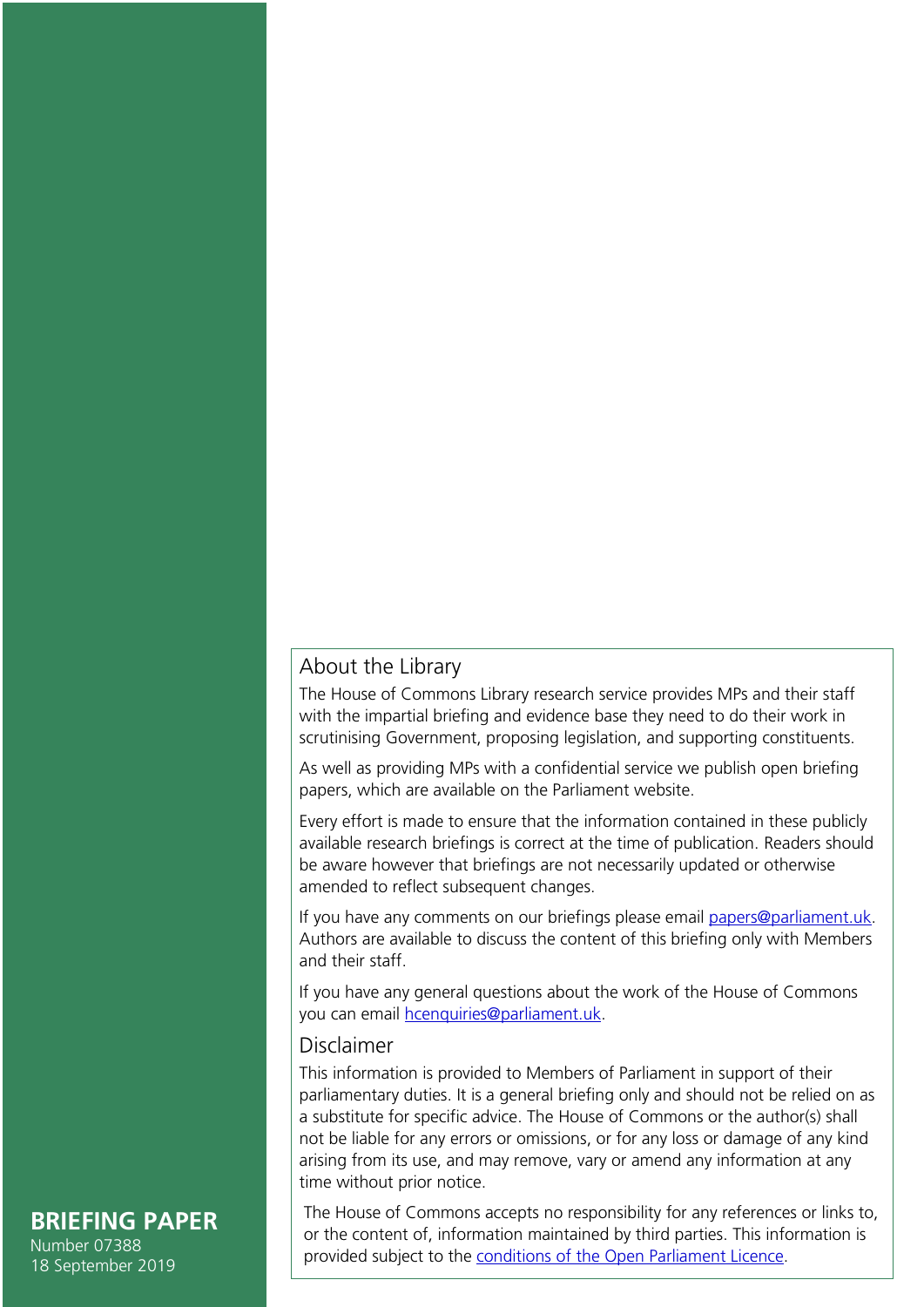## About the Library

The House of Commons Library research service provides MPs and their staff with the impartial briefing and evidence base they need to do their work in scrutinising Government, proposing legislation, and supporting constituents.

As well as providing MPs with a confidential service we publish open briefing papers, which are available on the Parliament website.

Every effort is made to ensure that the information contained in these publicly available research briefings is correct at the time of publication. Readers should be aware however that briefings are not necessarily updated or otherwise amended to reflect subsequent changes.

If you have any comments on our briefings please email papers@parliament.uk. Authors are available to discuss the content of this briefing only with Members and their staff.

If you have any general questions about the work of the House of Commons you can email hcenquiries@parliament.uk.

## Disclaimer

This information is provided to Members of Parliament in support of their parliamentary duties. It is a general briefing only and should not be relied on as a substitute for specific advice. The House of Commons or the author(s) shall not be liable for any errors or omissions, or for any loss or damage of any kind arising from its use, and may remove, vary or amend any information at any time without prior notice.

The House of Commons accepts no responsibility for any references or links to, or the content of, information maintained by third parties. This information is provided subject to the conditions of the Open Parliament Licence.

**BRIEFING PAPER**
Number 07388
18 September 2019